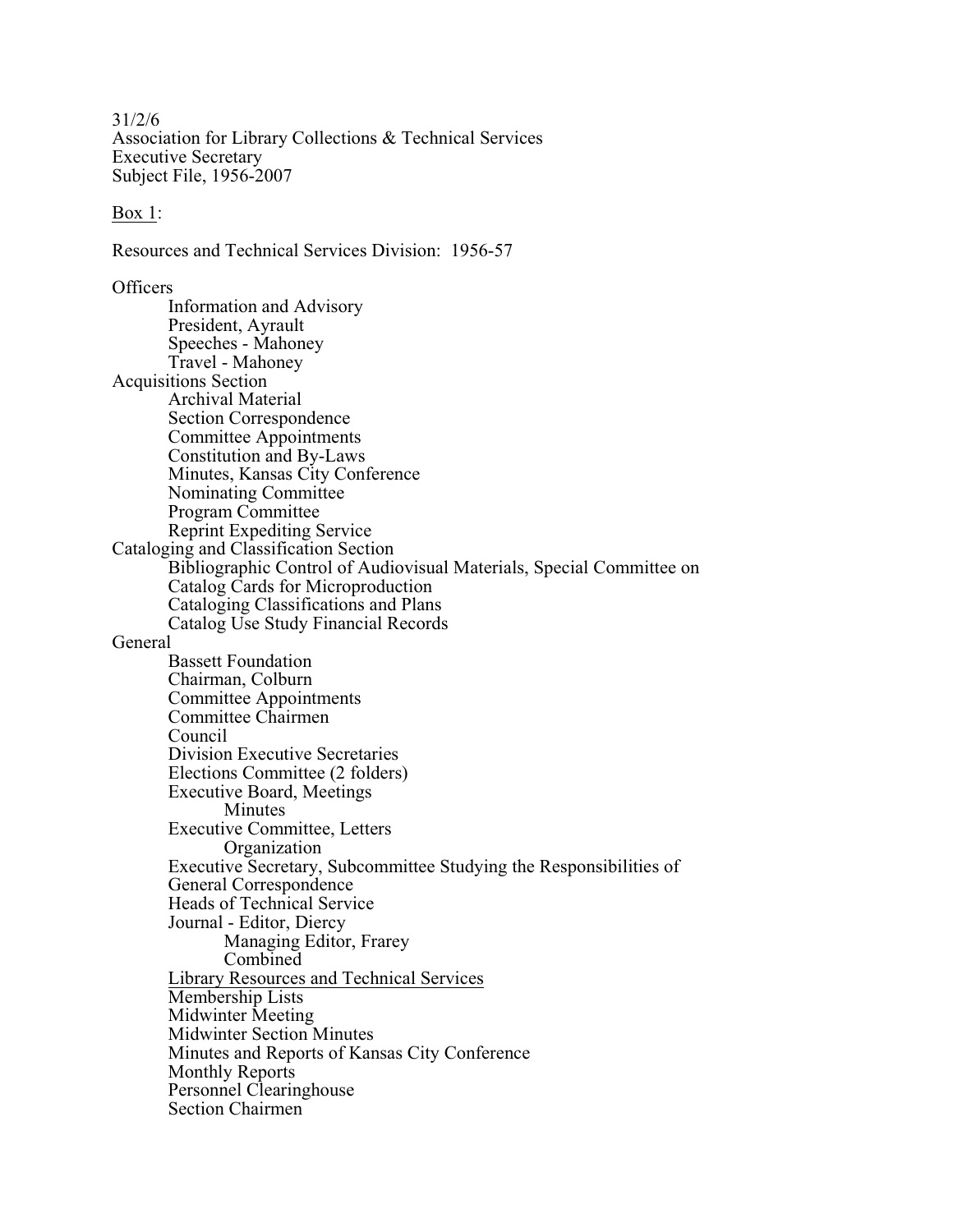31/2/6
Association for Library Collections & Technical Services
Executive Secretary
Subject File, 1956-2007

Box 1:

Resources and Technical Services Division: 1956-57

- Officers
  - Information and Advisory
  - President, Ayrault
  - Speeches - Mahoney
  - Travel - Mahoney
- Acquisitions Section
  - Archival Material
  - Section Correspondence
  - Committee Appointments
  - Constitution and By-Laws
  - Minutes, Kansas City Conference
  - Nominating Committee
  - Program Committee
  - Reprint Expediting Service
- Cataloging and Classification Section
  - Bibliographic Control of Audiovisual Materials, Special Committee on
  - Catalog Cards for Microproduction
  - Cataloging Classifications and Plans
  - Catalog Use Study Financial Records
- General
  - Bassett Foundation
  - Chairman, Colburn
  - Committee Appointments
  - Committee Chairmen
  - Council
  - Division Executive Secretaries
  - Elections Committee (2 folders)
  - Executive Board, Meetings
    - Minutes
  - Executive Committee, Letters
    - Organization
  - Executive Secretary, Subcommittee Studying the Responsibilities of
  - General Correspondence
  - Heads of Technical Service
  - Journal - Editor, Diercy
    - Managing Editor, Frarey
    - Combined
  - Library Resources and Technical Services
  - Membership Lists
  - Midwinter Meeting
  - Midwinter Section Minutes
  - Minutes and Reports of Kansas City Conference
  - Monthly Reports
  - Personnel Clearinghouse
  - Section Chairmen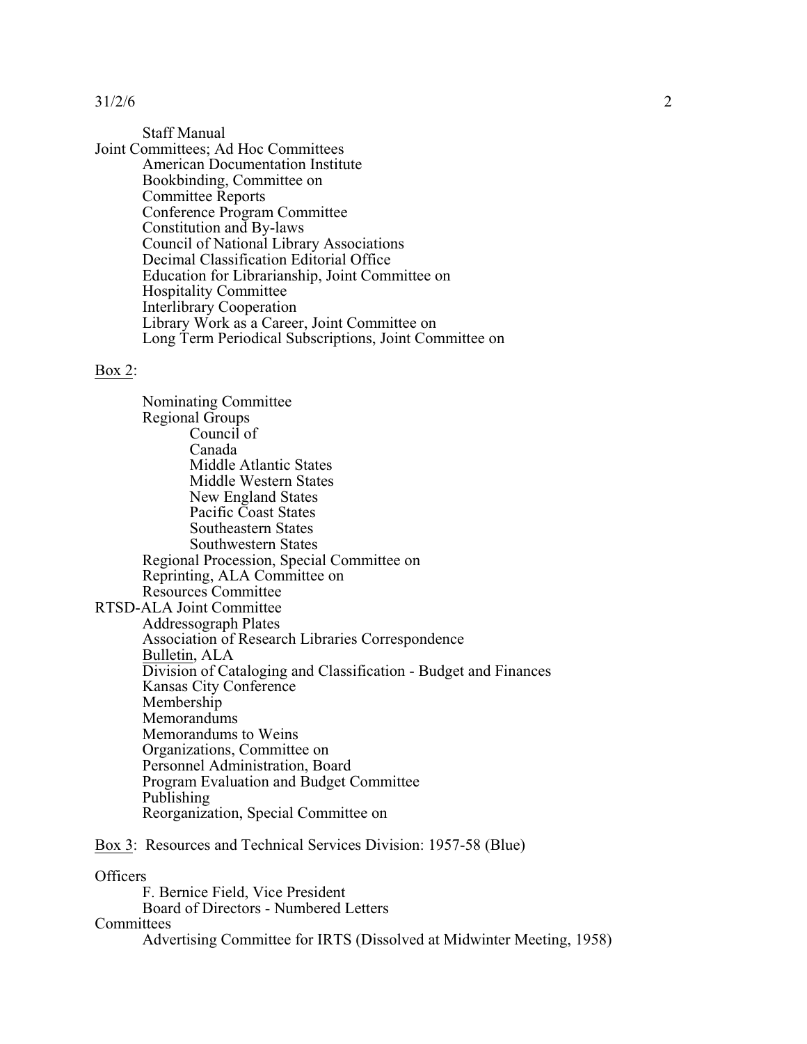- Staff Manual

Joint Committees; Ad Hoc Committees

- American Documentation Institute
- Bookbinding, Committee on
- Committee Reports
- Conference Program Committee
- Constitution and By-laws
- Council of National Library Associations
- Decimal Classification Editorial Office
- Education for Librarianship, Joint Committee on
- Hospitality Committee
- Interlibrary Cooperation
- Library Work as a Career, Joint Committee on
- Long Term Periodical Subscriptions, Joint Committee on

<u>Box 2</u>:

- Nominating Committee
- Regional Groups
    - Council of
    - Canada
    - Middle Atlantic States
    - Middle Western States
    - New England States
    - Pacific Coast States
    - Southeastern States
    - Southwestern States
- Regional Procession, Special Committee on
- Reprinting, ALA Committee on
- Resources Committee

RTSD-ALA Joint Committee

- Addressograph Plates
- Association of Research Libraries Correspondence
- <u>Bulletin</u>, ALA
- Division of Cataloging and Classification - Budget and Finances
- Kansas City Conference
- Membership
- Memorandums
- Memorandums to Weins
- Organizations, Committee on
- Personnel Administration, Board
- Program Evaluation and Budget Committee
- Publishing
- Reorganization, Special Committee on

<u>Box 3</u>: Resources and Technical Services Division: 1957-58 (Blue)

Officers

- F. Bernice Field, Vice President
- Board of Directors - Numbered Letters

Committees

- Advertising Committee for IRTS (Dissolved at Midwinter Meeting, 1958)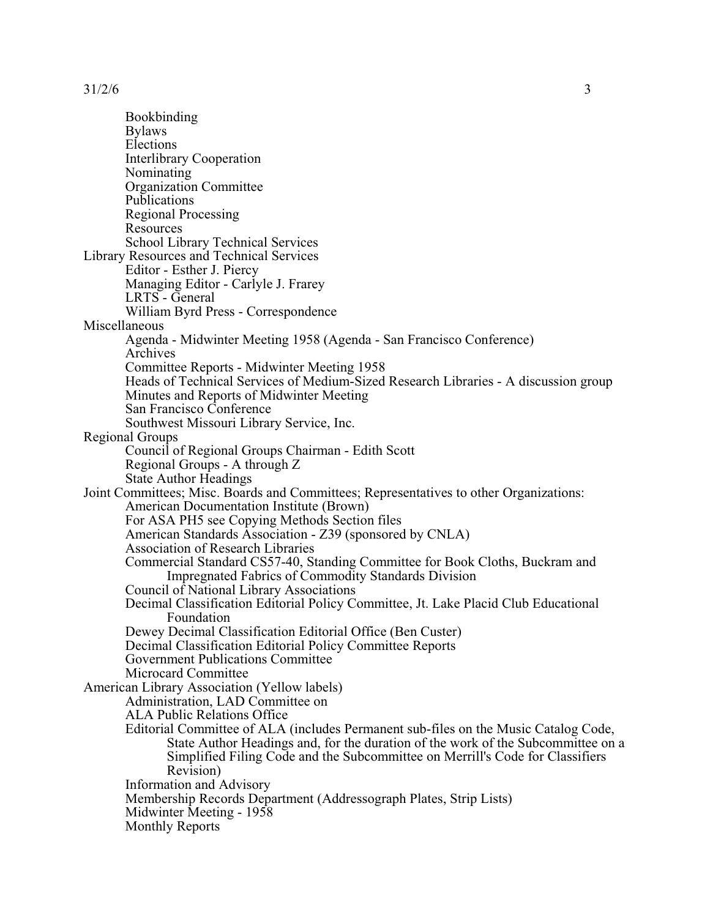- Bookbinding
- Bylaws
- Elections
- Interlibrary Cooperation
- Nominating
- Organization Committee
- Publications
- Regional Processing
- Resources
- School Library Technical Services

Library Resources and Technical Services
- Editor - Esther J. Piercy
- Managing Editor - Carlyle J. Frarey
- LRTS - General
- William Byrd Press - Correspondence

Miscellaneous
- Agenda - Midwinter Meeting 1958 (Agenda - San Francisco Conference)
- Archives
- Committee Reports - Midwinter Meeting 1958
- Heads of Technical Services of Medium-Sized Research Libraries - A discussion group
- Minutes and Reports of Midwinter Meeting
- San Francisco Conference
- Southwest Missouri Library Service, Inc.

Regional Groups
- Council of Regional Groups Chairman - Edith Scott
- Regional Groups - A through Z
- State Author Headings

Joint Committees; Misc. Boards and Committees; Representatives to other Organizations:
- American Documentation Institute (Brown)
- For ASA PH5 see Copying Methods Section files
- American Standards Association - Z39 (sponsored by CNLA)
- Association of Research Libraries
- Commercial Standard CS57-40, Standing Committee for Book Cloths, Buckram and Impregnated Fabrics of Commodity Standards Division
- Council of National Library Associations
- Decimal Classification Editorial Policy Committee, Jt. Lake Placid Club Educational Foundation
- Dewey Decimal Classification Editorial Office (Ben Custer)
- Decimal Classification Editorial Policy Committee Reports
- Government Publications Committee
- Microcard Committee

American Library Association (Yellow labels)
- Administration, LAD Committee on
- ALA Public Relations Office
- Editorial Committee of ALA (includes Permanent sub-files on the Music Catalog Code, State Author Headings and, for the duration of the work of the Subcommittee on a Simplified Filing Code and the Subcommittee on Merrill's Code for Classifiers Revision)
- Information and Advisory
- Membership Records Department (Addressograph Plates, Strip Lists)
- Midwinter Meeting - 1958
- Monthly Reports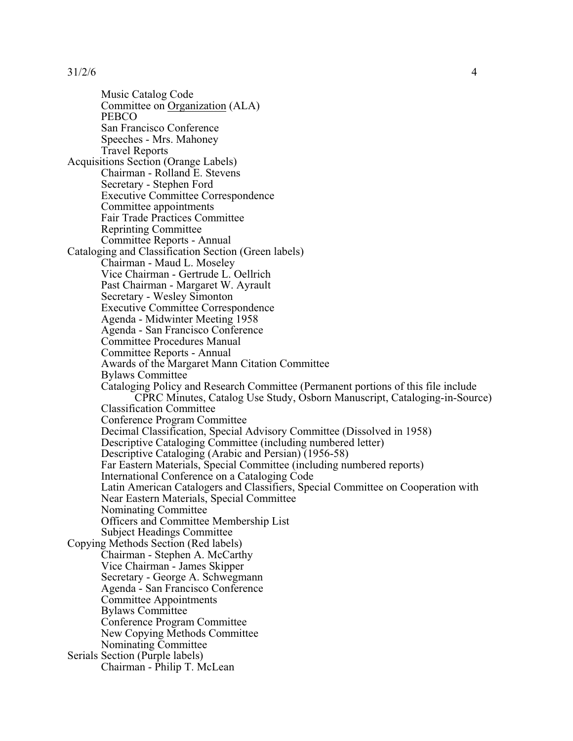- Music Catalog Code
  - Committee on <u>Organization</u> (ALA)
  - PEBCO
  - San Francisco Conference
  - Speeches - Mrs. Mahoney
  - Travel Reports

Acquisitions Section (Orange Labels)

- Chairman - Rolland E. Stevens
- Secretary - Stephen Ford
- Executive Committee Correspondence
- Committee appointments
- Fair Trade Practices Committee
- Reprinting Committee
- Committee Reports - Annual

Cataloging and Classification Section (Green labels)

- Chairman - Maud L. Moseley
- Vice Chairman - Gertrude L. Oellrich
- Past Chairman - Margaret W. Ayrault
- Secretary - Wesley Simonton
- Executive Committee Correspondence
- Agenda - Midwinter Meeting 1958
- Agenda - San Francisco Conference
- Committee Procedures Manual
- Committee Reports - Annual
- Awards of the Margaret Mann Citation Committee
- Bylaws Committee
- Cataloging Policy and Research Committee (Permanent portions of this file include CPRC Minutes, Catalog Use Study, Osborn Manuscript, Cataloging-in-Source)
- Classification Committee
- Conference Program Committee
- Decimal Classification, Special Advisory Committee (Dissolved in 1958)
- Descriptive Cataloging Committee (including numbered letter)
- Descriptive Cataloging (Arabic and Persian) (1956-58)
- Far Eastern Materials, Special Committee (including numbered reports)
- International Conference on a Cataloging Code
- Latin American Catalogers and Classifiers, Special Committee on Cooperation with
- Near Eastern Materials, Special Committee
- Nominating Committee
- Officers and Committee Membership List
- Subject Headings Committee

Copying Methods Section (Red labels)

- Chairman - Stephen A. McCarthy
- Vice Chairman - James Skipper
- Secretary - George A. Schwegmann
- Agenda - San Francisco Conference
- Committee Appointments
- Bylaws Committee
- Conference Program Committee
- New Copying Methods Committee
- Nominating Committee

Serials Section (Purple labels)

- Chairman - Philip T. McLean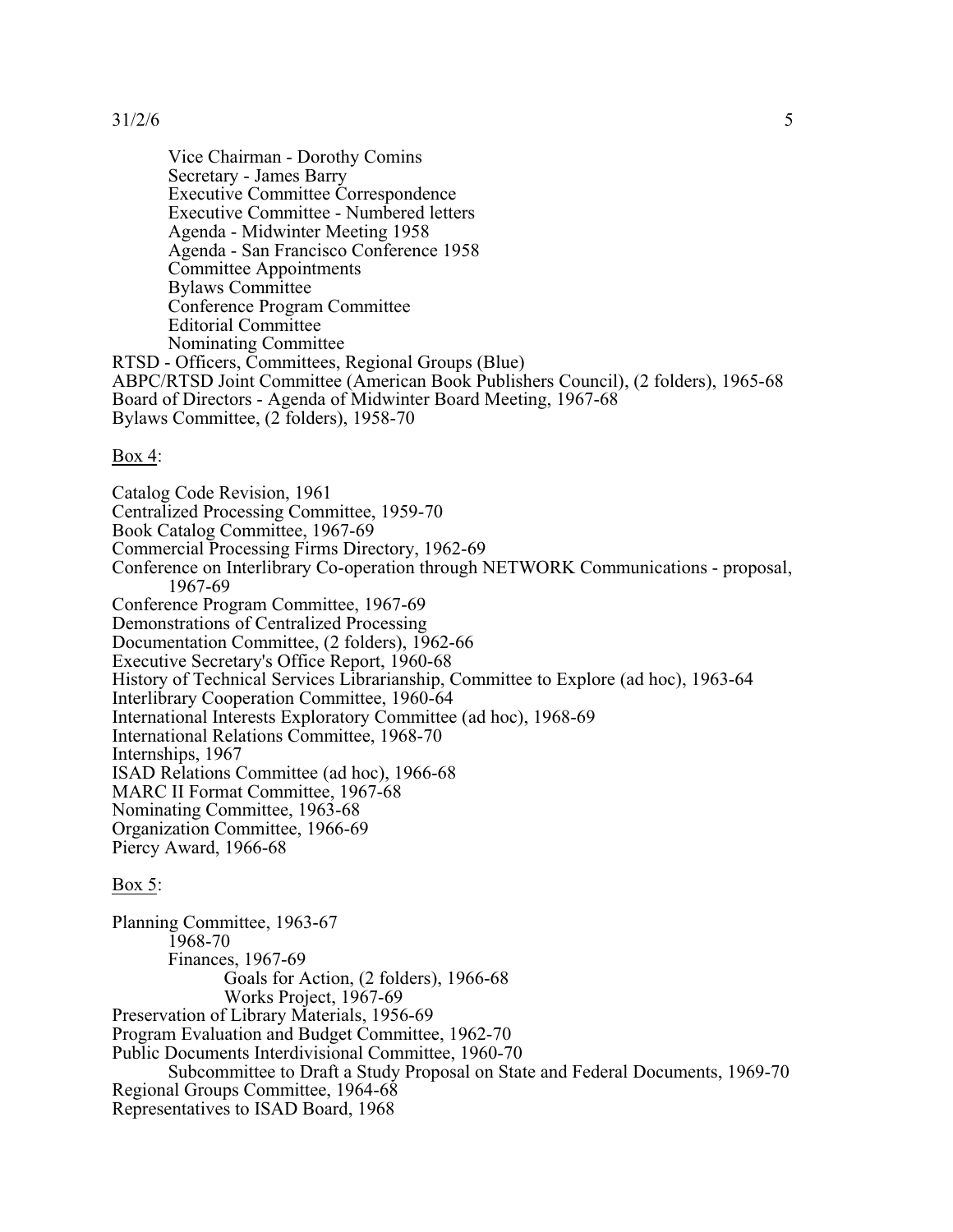Vice Chairman - Dorothy Comins
    Secretary - James Barry
    Executive Committee Correspondence
    Executive Committee - Numbered letters
    Agenda - Midwinter Meeting 1958
    Agenda - San Francisco Conference 1958
    Committee Appointments
    Bylaws Committee
    Conference Program Committee
    Editorial Committee
    Nominating Committee

RTSD - Officers, Committees, Regional Groups (Blue)
ABPC/RTSD Joint Committee (American Book Publishers Council), (2 folders), 1965-68
Board of Directors - Agenda of Midwinter Board Meeting, 1967-68
Bylaws Committee, (2 folders), 1958-70

Box 4:

Catalog Code Revision, 1961
Centralized Processing Committee, 1959-70
Book Catalog Committee, 1967-69
Commercial Processing Firms Directory, 1962-69
Conference on Interlibrary Co-operation through NETWORK Communications - proposal, 1967-69
Conference Program Committee, 1967-69
Demonstrations of Centralized Processing
Documentation Committee, (2 folders), 1962-66
Executive Secretary's Office Report, 1960-68
History of Technical Services Librarianship, Committee to Explore (ad hoc), 1963-64
Interlibrary Cooperation Committee, 1960-64
International Interests Exploratory Committee (ad hoc), 1968-69
International Relations Committee, 1968-70
Internships, 1967
ISAD Relations Committee (ad hoc), 1966-68
MARC II Format Committee, 1967-68
Nominating Committee, 1963-68
Organization Committee, 1966-69
Piercy Award, 1966-68

Box 5:

Planning Committee, 1963-67
    1968-70
    Finances, 1967-69
        Goals for Action, (2 folders), 1966-68
        Works Project, 1967-69

Preservation of Library Materials, 1956-69
Program Evaluation and Budget Committee, 1962-70
Public Documents Interdivisional Committee, 1960-70
    Subcommittee to Draft a Study Proposal on State and Federal Documents, 1969-70

Regional Groups Committee, 1964-68
Representatives to ISAD Board, 1968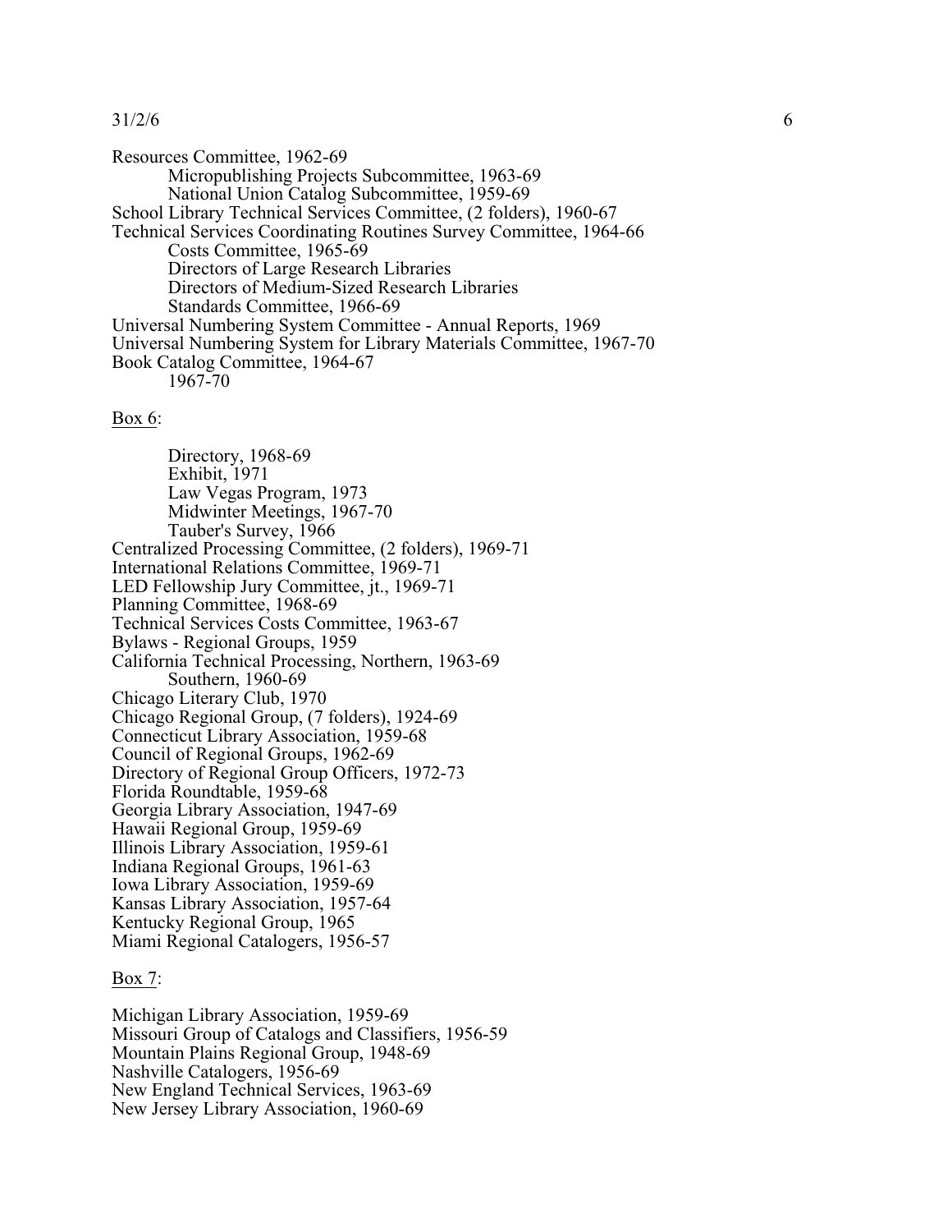Resources Committee, 1962-69
- Micropublishing Projects Subcommittee, 1963-69
- National Union Catalog Subcommittee, 1959-69

School Library Technical Services Committee, (2 folders), 1960-67
Technical Services Coordinating Routines Survey Committee, 1964-66
- Costs Committee, 1965-69
- Directors of Large Research Libraries
- Directors of Medium-Sized Research Libraries
- Standards Committee, 1966-69

Universal Numbering System Committee - Annual Reports, 1969
Universal Numbering System for Library Materials Committee, 1967-70
Book Catalog Committee, 1964-67
- 1967-70

Box 6:

- Directory, 1968-69
- Exhibit, 1971
- Law Vegas Program, 1973
- Midwinter Meetings, 1967-70
- Tauber's Survey, 1966

Centralized Processing Committee, (2 folders), 1969-71
International Relations Committee, 1969-71
LED Fellowship Jury Committee, jt., 1969-71
Planning Committee, 1968-69
Technical Services Costs Committee, 1963-67
Bylaws - Regional Groups, 1959
California Technical Processing, Northern, 1963-69
- Southern, 1960-69

Chicago Literary Club, 1970
Chicago Regional Group, (7 folders), 1924-69
Connecticut Library Association, 1959-68
Council of Regional Groups, 1962-69
Directory of Regional Group Officers, 1972-73
Florida Roundtable, 1959-68
Georgia Library Association, 1947-69
Hawaii Regional Group, 1959-69
Illinois Library Association, 1959-61
Indiana Regional Groups, 1961-63
Iowa Library Association, 1959-69
Kansas Library Association, 1957-64
Kentucky Regional Group, 1965
Miami Regional Catalogers, 1956-57

Box 7:

Michigan Library Association, 1959-69
Missouri Group of Catalogs and Classifiers, 1956-59
Mountain Plains Regional Group, 1948-69
Nashville Catalogers, 1956-69
New England Technical Services, 1963-69
New Jersey Library Association, 1960-69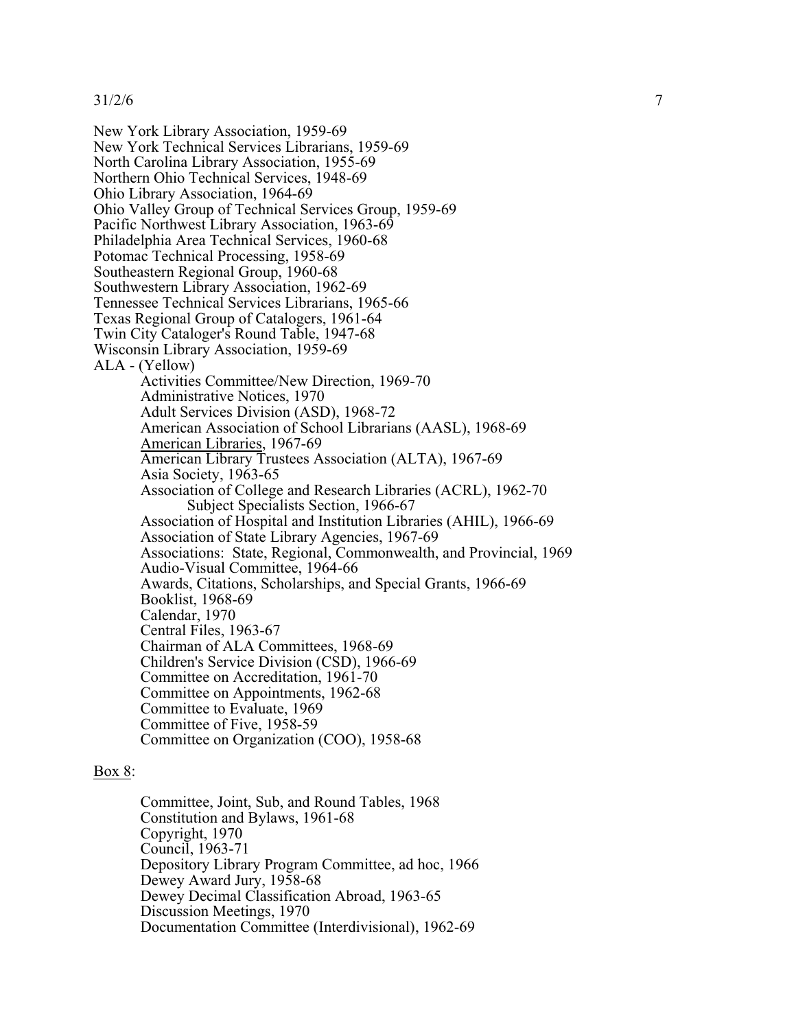New York Library Association, 1959-69
New York Technical Services Librarians, 1959-69
North Carolina Library Association, 1955-69
Northern Ohio Technical Services, 1948-69
Ohio Library Association, 1964-69
Ohio Valley Group of Technical Services Group, 1959-69
Pacific Northwest Library Association, 1963-69
Philadelphia Area Technical Services, 1960-68
Potomac Technical Processing, 1958-69
Southeastern Regional Group, 1960-68
Southwestern Library Association, 1962-69
Tennessee Technical Services Librarians, 1965-66
Texas Regional Group of Catalogers, 1961-64
Twin City Cataloger's Round Table, 1947-68
Wisconsin Library Association, 1959-69
ALA - (Yellow)

- Activities Committee/New Direction, 1969-70
- Administrative Notices, 1970
- Adult Services Division (ASD), 1968-72
- American Association of School Librarians (AASL), 1968-69
- <u>American Libraries</u>, 1967-69
- American Library Trustees Association (ALTA), 1967-69
- Asia Society, 1963-65
- Association of College and Research Libraries (ACRL), 1962-70
  - Subject Specialists Section, 1966-67
- Association of Hospital and Institution Libraries (AHIL), 1966-69
- Association of State Library Agencies, 1967-69
- Associations: State, Regional, Commonwealth, and Provincial, 1969
- Audio-Visual Committee, 1964-66
- Awards, Citations, Scholarships, and Special Grants, 1966-69
- Booklist, 1968-69
- Calendar, 1970
- Central Files, 1963-67
- Chairman of ALA Committees, 1968-69
- Children's Service Division (CSD), 1966-69
- Committee on Accreditation, 1961-70
- Committee on Appointments, 1962-68
- Committee to Evaluate, 1969
- Committee of Five, 1958-59
- Committee on Organization (COO), 1958-68

<u>Box 8</u>:

- Committee, Joint, Sub, and Round Tables, 1968
- Constitution and Bylaws, 1961-68
- Copyright, 1970
- Council, 1963-71
- Depository Library Program Committee, ad hoc, 1966
- Dewey Award Jury, 1958-68
- Dewey Decimal Classification Abroad, 1963-65
- Discussion Meetings, 1970
- Documentation Committee (Interdivisional), 1962-69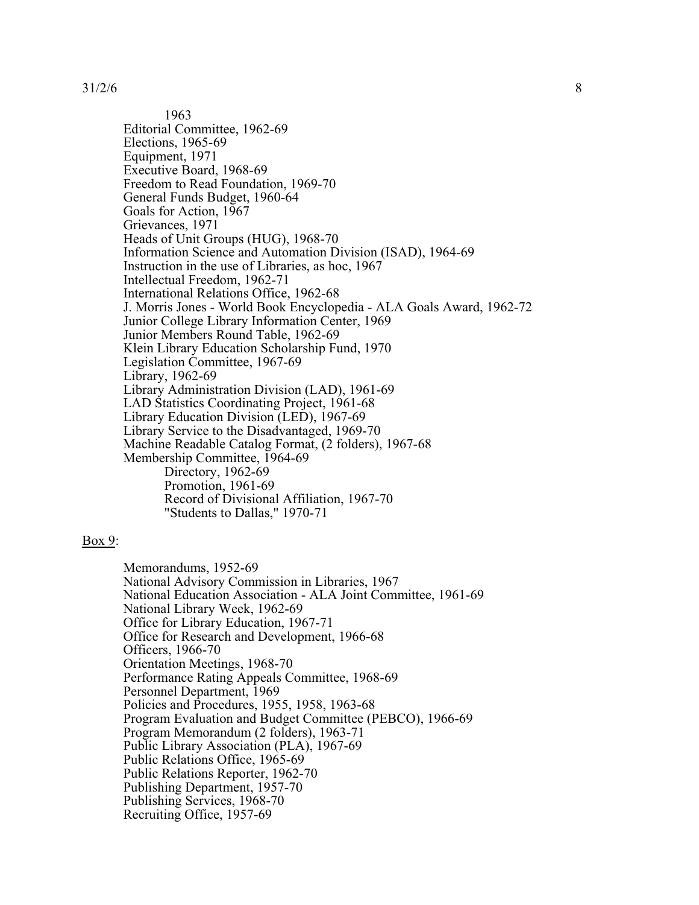1963

Editorial Committee, 1962-69
Elections, 1965-69
Equipment, 1971
Executive Board, 1968-69
Freedom to Read Foundation, 1969-70
General Funds Budget, 1960-64
Goals for Action, 1967
Grievances, 1971
Heads of Unit Groups (HUG), 1968-70
Information Science and Automation Division (ISAD), 1964-69
Instruction in the use of Libraries, as hoc, 1967
Intellectual Freedom, 1962-71
International Relations Office, 1962-68
J. Morris Jones - World Book Encyclopedia - ALA Goals Award, 1962-72
Junior College Library Information Center, 1969
Junior Members Round Table, 1962-69
Klein Library Education Scholarship Fund, 1970
Legislation Committee, 1967-69
Library, 1962-69
Library Administration Division (LAD), 1961-69
LAD Statistics Coordinating Project, 1961-68
Library Education Division (LED), 1967-69
Library Service to the Disadvantaged, 1969-70
Machine Readable Catalog Format, (2 folders), 1967-68
Membership Committee, 1964-69
    Directory, 1962-69
    Promotion, 1961-69
    Record of Divisional Affiliation, 1967-70
    "Students to Dallas," 1970-71

Box 9:

Memorandums, 1952-69
National Advisory Commission in Libraries, 1967
National Education Association - ALA Joint Committee, 1961-69
National Library Week, 1962-69
Office for Library Education, 1967-71
Office for Research and Development, 1966-68
Officers, 1966-70
Orientation Meetings, 1968-70
Performance Rating Appeals Committee, 1968-69
Personnel Department, 1969
Policies and Procedures, 1955, 1958, 1963-68
Program Evaluation and Budget Committee (PEBCO), 1966-69
Program Memorandum (2 folders), 1963-71
Public Library Association (PLA), 1967-69
Public Relations Office, 1965-69
Public Relations Reporter, 1962-70
Publishing Department, 1957-70
Publishing Services, 1968-70
Recruiting Office, 1957-69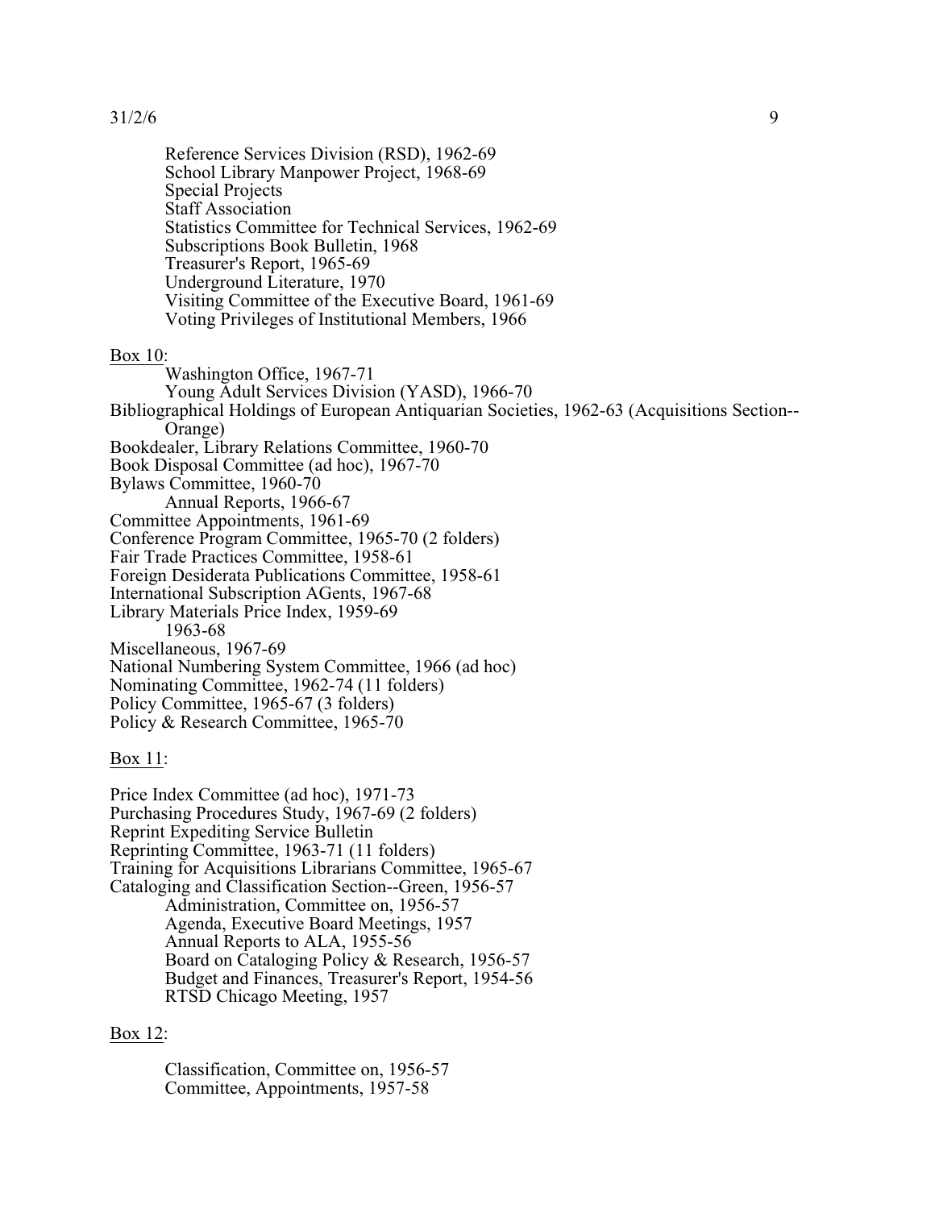Reference Services Division (RSD), 1962-69
School Library Manpower Project, 1968-69
Special Projects
Staff Association
Statistics Committee for Technical Services, 1962-69
Subscriptions Book Bulletin, 1968
Treasurer's Report, 1965-69
Underground Literature, 1970
Visiting Committee of the Executive Board, 1961-69
Voting Privileges of Institutional Members, 1966

<u>Box 10</u>:

Washington Office, 1967-71
Young Adult Services Division (YASD), 1966-70
Bibliographical Holdings of European Antiquarian Societies, 1962-63 (Acquisitions Section--Orange)
Bookdealer, Library Relations Committee, 1960-70
Book Disposal Committee (ad hoc), 1967-70
Bylaws Committee, 1960-70
Annual Reports, 1966-67
Committee Appointments, 1961-69
Conference Program Committee, 1965-70 (2 folders)
Fair Trade Practices Committee, 1958-61
Foreign Desiderata Publications Committee, 1958-61
International Subscription AGents, 1967-68
Library Materials Price Index, 1959-69
1963-68
Miscellaneous, 1967-69
National Numbering System Committee, 1966 (ad hoc)
Nominating Committee, 1962-74 (11 folders)
Policy Committee, 1965-67 (3 folders)
Policy & Research Committee, 1965-70

<u>Box 11</u>:

Price Index Committee (ad hoc), 1971-73
Purchasing Procedures Study, 1967-69 (2 folders)
Reprint Expediting Service Bulletin
Reprinting Committee, 1963-71 (11 folders)
Training for Acquisitions Librarians Committee, 1965-67
Cataloging and Classification Section--Green, 1956-57
Administration, Committee on, 1956-57
Agenda, Executive Board Meetings, 1957
Annual Reports to ALA, 1955-56
Board on Cataloging Policy & Research, 1956-57
Budget and Finances, Treasurer's Report, 1954-56
RTSD Chicago Meeting, 1957

<u>Box 12</u>:

Classification, Committee on, 1956-57
Committee, Appointments, 1957-58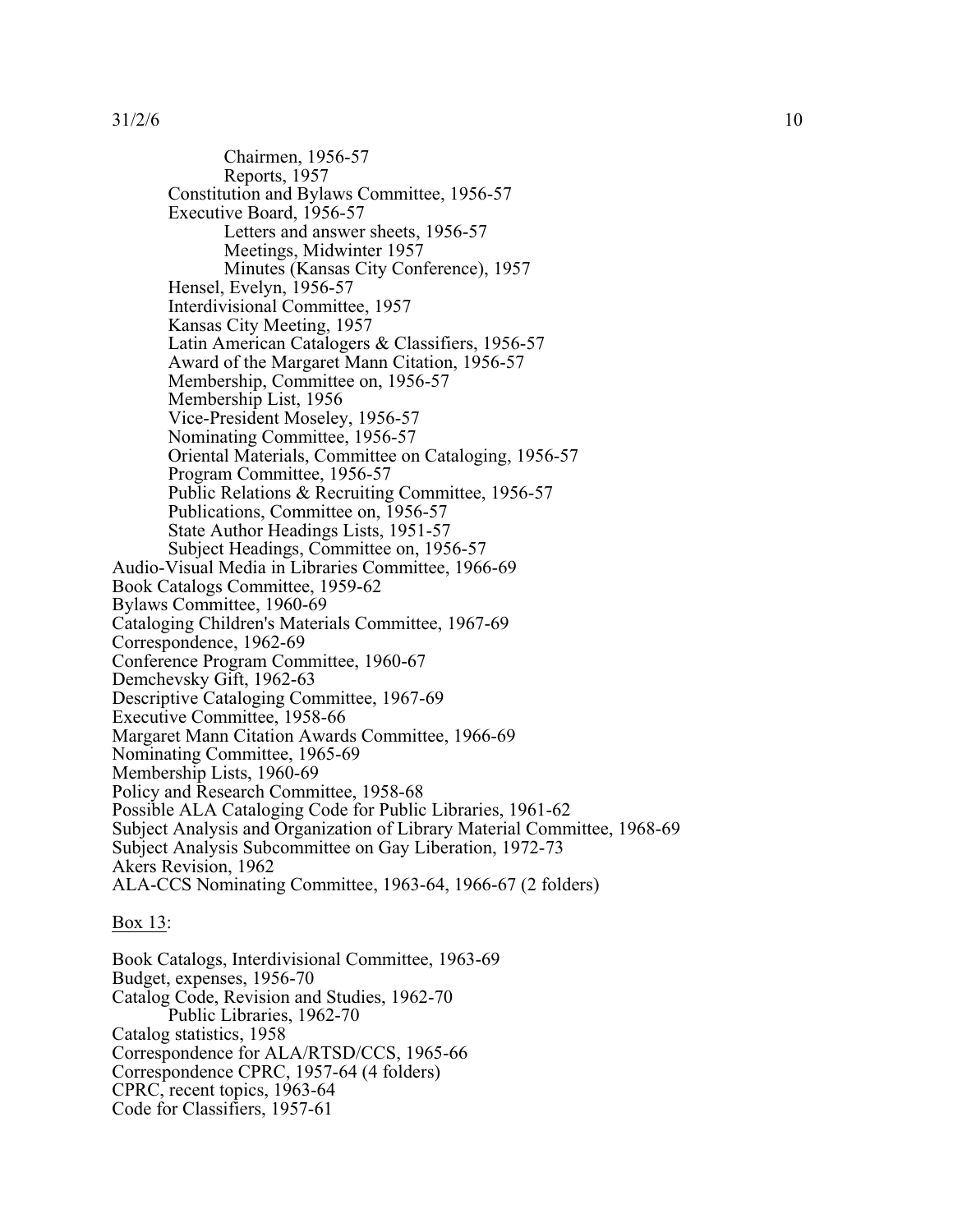- Chairmen, 1956-57
- Reports, 1957

Constitution and Bylaws Committee, 1956-57

Executive Board, 1956-57

- Letters and answer sheets, 1956-57
- Meetings, Midwinter 1957
- Minutes (Kansas City Conference), 1957

Hensel, Evelyn, 1956-57

Interdivisional Committee, 1957

Kansas City Meeting, 1957

Latin American Catalogers & Classifiers, 1956-57

Award of the Margaret Mann Citation, 1956-57

Membership, Committee on, 1956-57

Membership List, 1956

Vice-President Moseley, 1956-57

Nominating Committee, 1956-57

Oriental Materials, Committee on Cataloging, 1956-57

Program Committee, 1956-57

Public Relations & Recruiting Committee, 1956-57

Publications, Committee on, 1956-57

State Author Headings Lists, 1951-57

Subject Headings, Committee on, 1956-57

Audio-Visual Media in Libraries Committee, 1966-69
Book Catalogs Committee, 1959-62
Bylaws Committee, 1960-69
Cataloging Children's Materials Committee, 1967-69
Correspondence, 1962-69
Conference Program Committee, 1960-67
Demchevsky Gift, 1962-63
Descriptive Cataloging Committee, 1967-69
Executive Committee, 1958-66
Margaret Mann Citation Awards Committee, 1966-69
Nominating Committee, 1965-69
Membership Lists, 1960-69
Policy and Research Committee, 1958-68
Possible ALA Cataloging Code for Public Libraries, 1961-62
Subject Analysis and Organization of Library Material Committee, 1968-69
Subject Analysis Subcommittee on Gay Liberation, 1972-73
Akers Revision, 1962
ALA-CCS Nominating Committee, 1963-64, 1966-67 (2 folders)

<u>Box 13</u>:

Book Catalogs, Interdivisional Committee, 1963-69
Budget, expenses, 1956-70
Catalog Code, Revision and Studies, 1962-70

- Public Libraries, 1962-70

Catalog statistics, 1958
Correspondence for ALA/RTSD/CCS, 1965-66
Correspondence CPRC, 1957-64 (4 folders)
CPRC, recent topics, 1963-64
Code for Classifiers, 1957-61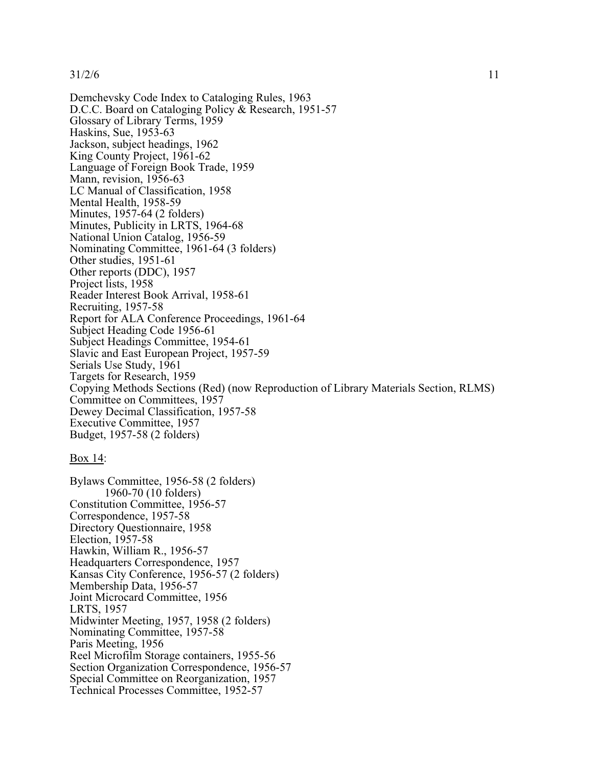Demchevsky Code Index to Cataloging Rules, 1963
D.C.C. Board on Cataloging Policy & Research, 1951-57
Glossary of Library Terms, 1959
Haskins, Sue, 1953-63
Jackson, subject headings, 1962
King County Project, 1961-62
Language of Foreign Book Trade, 1959
Mann, revision, 1956-63
LC Manual of Classification, 1958
Mental Health, 1958-59
Minutes, 1957-64 (2 folders)
Minutes, Publicity in LRTS, 1964-68
National Union Catalog, 1956-59
Nominating Committee, 1961-64 (3 folders)
Other studies, 1951-61
Other reports (DDC), 1957
Project lists, 1958
Reader Interest Book Arrival, 1958-61
Recruiting, 1957-58
Report for ALA Conference Proceedings, 1961-64
Subject Heading Code 1956-61
Subject Headings Committee, 1954-61
Slavic and East European Project, 1957-59
Serials Use Study, 1961
Targets for Research, 1959
Copying Methods Sections (Red) (now Reproduction of Library Materials Section, RLMS)
Committee on Committees, 1957
Dewey Decimal Classification, 1957-58
Executive Committee, 1957
Budget, 1957-58 (2 folders)

<u>Box 14</u>:

Bylaws Committee, 1956-58 (2 folders)
  1960-70 (10 folders)
Constitution Committee, 1956-57
Correspondence, 1957-58
Directory Questionnaire, 1958
Election, 1957-58
Hawkin, William R., 1956-57
Headquarters Correspondence, 1957
Kansas City Conference, 1956-57 (2 folders)
Membership Data, 1956-57
Joint Microcard Committee, 1956
LRTS, 1957
Midwinter Meeting, 1957, 1958 (2 folders)
Nominating Committee, 1957-58
Paris Meeting, 1956
Reel Microfilm Storage containers, 1955-56
Section Organization Correspondence, 1956-57
Special Committee on Reorganization, 1957
Technical Processes Committee, 1952-57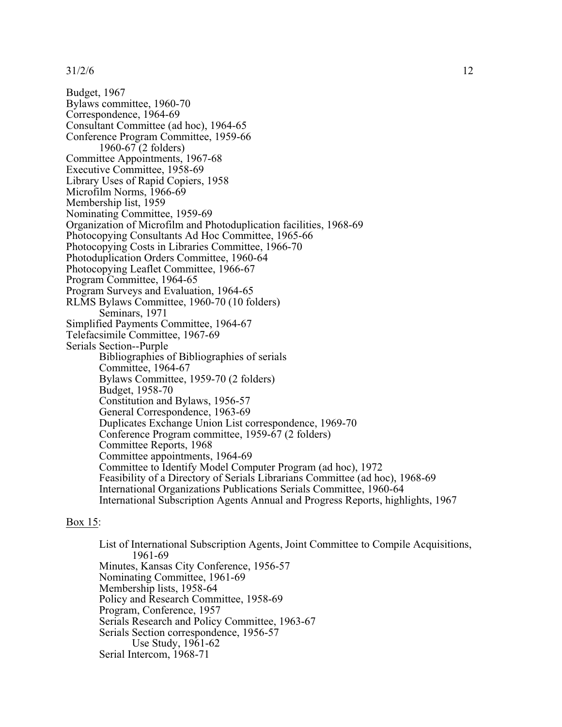31/2/6

Budget, 1967
Bylaws committee, 1960-70
Correspondence, 1964-69
Consultant Committee (ad hoc), 1964-65
Conference Program Committee, 1959-66
    1960-67 (2 folders)
Committee Appointments, 1967-68
Executive Committee, 1958-69
Library Uses of Rapid Copiers, 1958
Microfilm Norms, 1966-69
Membership list, 1959
Nominating Committee, 1959-69
Organization of Microfilm and Photoduplication facilities, 1968-69
Photocopying Consultants Ad Hoc Committee, 1965-66
Photocopying Costs in Libraries Committee, 1966-70
Photoduplication Orders Committee, 1960-64
Photocopying Leaflet Committee, 1966-67
Program Committee, 1964-65
Program Surveys and Evaluation, 1964-65
RLMS Bylaws Committee, 1960-70 (10 folders)
    Seminars, 1971
Simplified Payments Committee, 1964-67
Telefacsimile Committee, 1967-69
Serials Section--Purple
    Bibliographies of Bibliographies of serials
    Committee, 1964-67
    Bylaws Committee, 1959-70 (2 folders)
    Budget, 1958-70
    Constitution and Bylaws, 1956-57
    General Correspondence, 1963-69
    Duplicates Exchange Union List correspondence, 1969-70
    Conference Program committee, 1959-67 (2 folders)
    Committee Reports, 1968
    Committee appointments, 1964-69
    Committee to Identify Model Computer Program (ad hoc), 1972
    Feasibility of a Directory of Serials Librarians Committee (ad hoc), 1968-69
    International Organizations Publications Serials Committee, 1960-64
    International Subscription Agents Annual and Progress Reports, highlights, 1967

Box 15:

    List of International Subscription Agents, Joint Committee to Compile Acquisitions,
        1961-69
    Minutes, Kansas City Conference, 1956-57
    Nominating Committee, 1961-69
    Membership lists, 1958-64
    Policy and Research Committee, 1958-69
    Program, Conference, 1957
    Serials Research and Policy Committee, 1963-67
    Serials Section correspondence, 1956-57
        Use Study, 1961-62
    Serial Intercom, 1968-71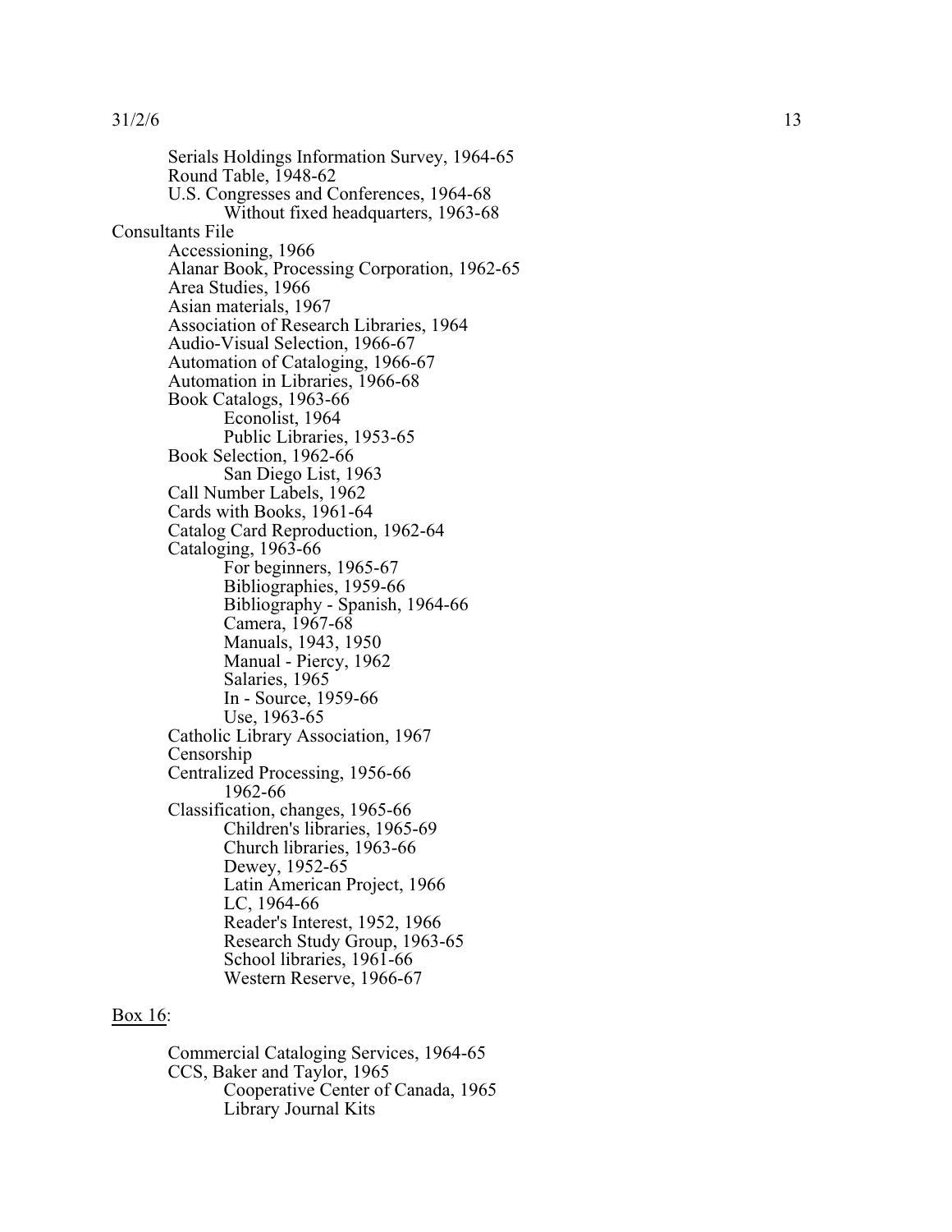Serials Holdings Information Survey, 1964-65
Round Table, 1948-62
U.S. Congresses and Conferences, 1964-68
    Without fixed headquarters, 1963-68

Consultants File
- Accessioning, 1966
- Alanar Book, Processing Corporation, 1962-65
- Area Studies, 1966
- Asian materials, 1967
- Association of Research Libraries, 1964
- Audio-Visual Selection, 1966-67
- Automation of Cataloging, 1966-67
- Automation in Libraries, 1966-68
- Book Catalogs, 1963-66
    - Econolist, 1964
    - Public Libraries, 1953-65
- Book Selection, 1962-66
    - San Diego List, 1963
- Call Number Labels, 1962
- Cards with Books, 1961-64
- Catalog Card Reproduction, 1962-64
- Cataloging, 1963-66
    - For beginners, 1965-67
    - Bibliographies, 1959-66
    - Bibliography - Spanish, 1964-66
    - Camera, 1967-68
    - Manuals, 1943, 1950
    - Manual - Piercy, 1962
    - Salaries, 1965
    - In - Source, 1959-66
    - Use, 1963-65
- Catholic Library Association, 1967
- Censorship
- Centralized Processing, 1956-66
    - 1962-66
- Classification, changes, 1965-66
    - Children's libraries, 1965-69
    - Church libraries, 1963-66
    - Dewey, 1952-65
    - Latin American Project, 1966
    - LC, 1964-66
    - Reader's Interest, 1952, 1966
    - Research Study Group, 1963-65
    - School libraries, 1961-66
    - Western Reserve, 1966-67

<u>Box 16</u>:

- Commercial Cataloging Services, 1964-65
- CCS, Baker and Taylor, 1965
    - Cooperative Center of Canada, 1965
    - Library Journal Kits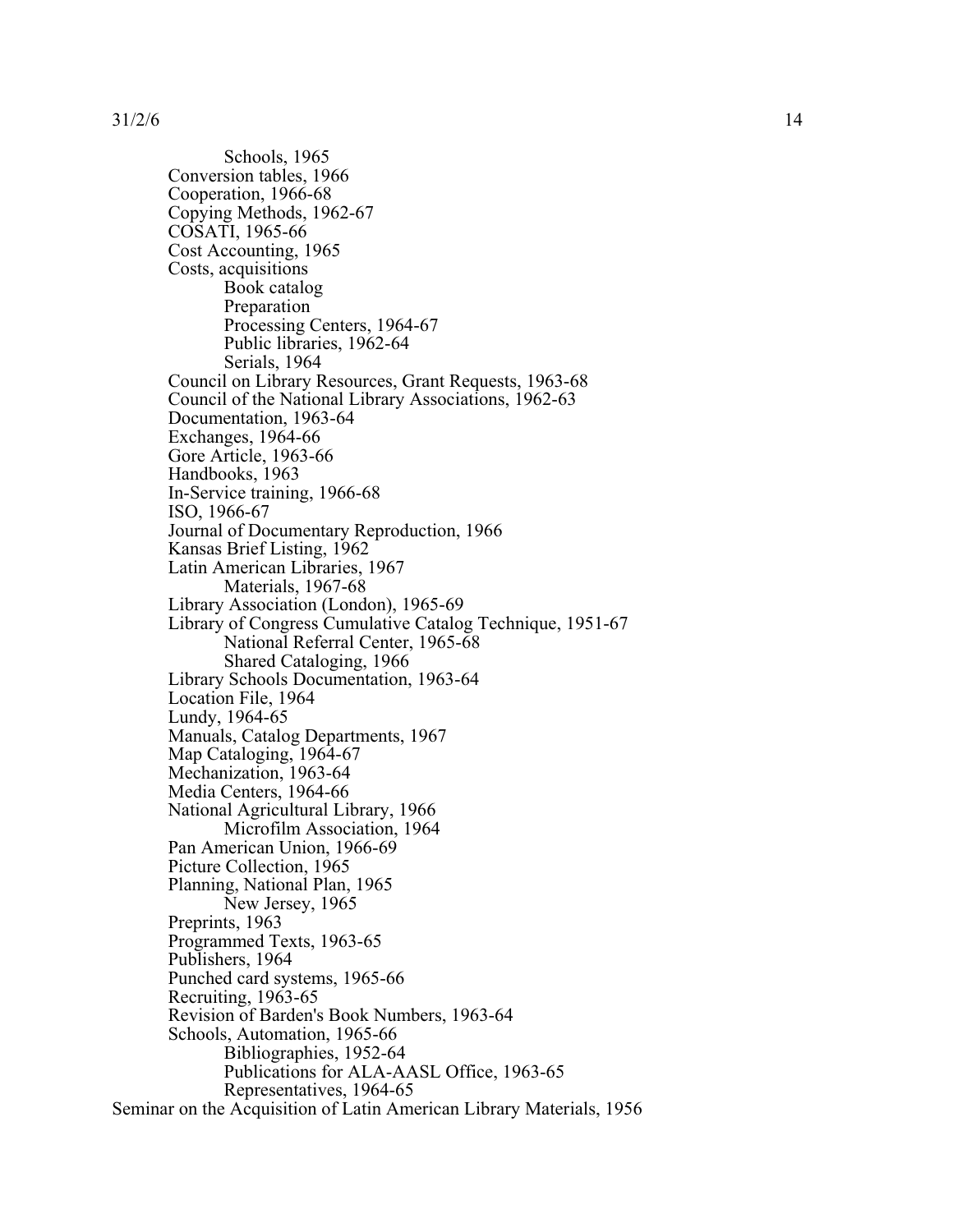Schools, 1965

Conversion tables, 1966
Cooperation, 1966-68
Copying Methods, 1962-67
COSATI, 1965-66
Cost Accounting, 1965
Costs, acquisitions
- Book catalog
- Preparation
- Processing Centers, 1964-67
- Public libraries, 1962-64
- Serials, 1964

Council on Library Resources, Grant Requests, 1963-68
Council of the National Library Associations, 1962-63
Documentation, 1963-64
Exchanges, 1964-66
Gore Article, 1963-66
Handbooks, 1963
In-Service training, 1966-68
ISO, 1966-67
Journal of Documentary Reproduction, 1966
Kansas Brief Listing, 1962
Latin American Libraries, 1967
- Materials, 1967-68

Library Association (London), 1965-69
Library of Congress Cumulative Catalog Technique, 1951-67
- National Referral Center, 1965-68
- Shared Cataloging, 1966

Library Schools Documentation, 1963-64
Location File, 1964
Lundy, 1964-65
Manuals, Catalog Departments, 1967
Map Cataloging, 1964-67
Mechanization, 1963-64
Media Centers, 1964-66
National Agricultural Library, 1966
- Microfilm Association, 1964

Pan American Union, 1966-69
Picture Collection, 1965
Planning, National Plan, 1965
- New Jersey, 1965

Preprints, 1963
Programmed Texts, 1963-65
Publishers, 1964
Punched card systems, 1965-66
Recruiting, 1963-65
Revision of Barden's Book Numbers, 1963-64
Schools, Automation, 1965-66
- Bibliographies, 1952-64
- Publications for ALA-AASL Office, 1963-65
- Representatives, 1964-65

Seminar on the Acquisition of Latin American Library Materials, 1956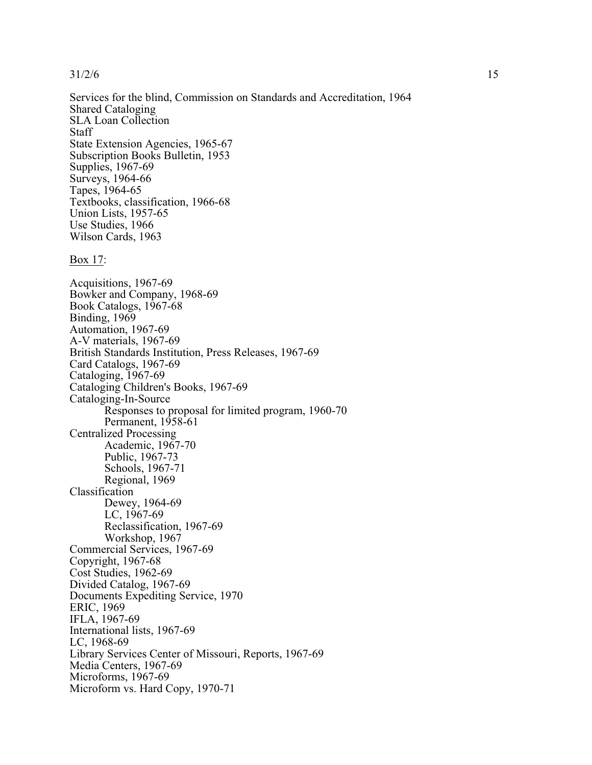Services for the blind, Commission on Standards and Accreditation, 1964
Shared Cataloging
SLA Loan Collection
Staff
State Extension Agencies, 1965-67
Subscription Books Bulletin, 1953
Supplies, 1967-69
Surveys, 1964-66
Tapes, 1964-65
Textbooks, classification, 1966-68
Union Lists, 1957-65
Use Studies, 1966
Wilson Cards, 1963

<u>Box 17</u>:

Acquisitions, 1967-69
Bowker and Company, 1968-69
Book Catalogs, 1967-68
Binding, 1969
Automation, 1967-69
A-V materials, 1967-69
British Standards Institution, Press Releases, 1967-69
Card Catalogs, 1967-69
Cataloging, 1967-69
Cataloging Children's Books, 1967-69
Cataloging-In-Source
- Responses to proposal for limited program, 1960-70
- Permanent, 1958-61

Centralized Processing
- Academic, 1967-70
- Public, 1967-73
- Schools, 1967-71
- Regional, 1969

Classification
- Dewey, 1964-69
- LC, 1967-69
- Reclassification, 1967-69
- Workshop, 1967

Commercial Services, 1967-69
Copyright, 1967-68
Cost Studies, 1962-69
Divided Catalog, 1967-69
Documents Expediting Service, 1970
ERIC, 1969
IFLA, 1967-69
International lists, 1967-69
LC, 1968-69
Library Services Center of Missouri, Reports, 1967-69
Media Centers, 1967-69
Microforms, 1967-69
Microform vs. Hard Copy, 1970-71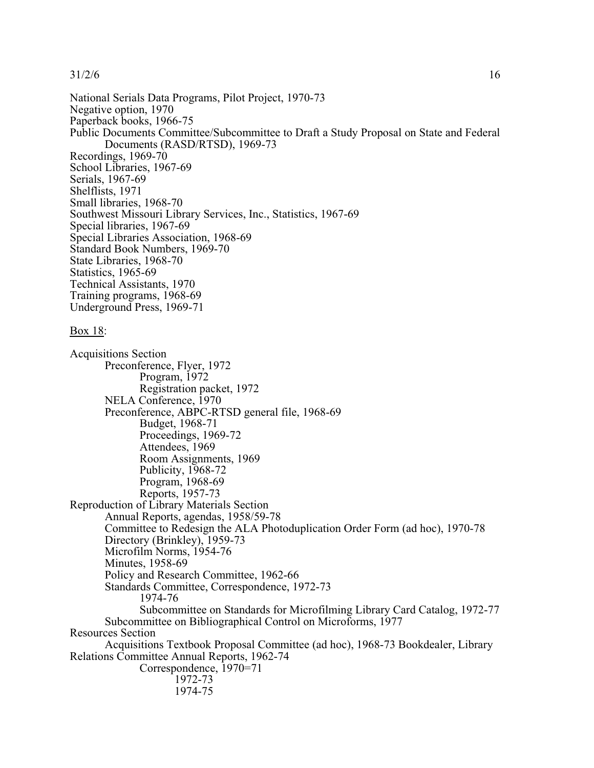National Serials Data Programs, Pilot Project, 1970-73
Negative option, 1970
Paperback books, 1966-75
Public Documents Committee/Subcommittee to Draft a Study Proposal on State and Federal Documents (RASD/RTSD), 1969-73
Recordings, 1969-70
School Libraries, 1967-69
Serials, 1967-69
Shelflists, 1971
Small libraries, 1968-70
Southwest Missouri Library Services, Inc., Statistics, 1967-69
Special libraries, 1967-69
Special Libraries Association, 1968-69
Standard Book Numbers, 1969-70
State Libraries, 1968-70
Statistics, 1965-69
Technical Assistants, 1970
Training programs, 1968-69
Underground Press, 1969-71

<u>Box 18</u>:

Acquisitions Section
- Preconference, Flyer, 1972
  - Program, 1972
  - Registration packet, 1972
- NELA Conference, 1970
- Preconference, ABPC-RTSD general file, 1968-69
  - Budget, 1968-71
  - Proceedings, 1969-72
  - Attendees, 1969
  - Room Assignments, 1969
  - Publicity, 1968-72
  - Program, 1968-69
  - Reports, 1957-73

Reproduction of Library Materials Section
- Annual Reports, agendas, 1958/59-78
- Committee to Redesign the ALA Photoduplication Order Form (ad hoc), 1970-78
- Directory (Brinkley), 1959-73
- Microfilm Norms, 1954-76
- Minutes, 1958-69
- Policy and Research Committee, 1962-66
- Standards Committee, Correspondence, 1972-73
  - 1974-76
  - Subcommittee on Standards for Microfilming Library Card Catalog, 1972-77
- Subcommittee on Bibliographical Control on Microforms, 1977

Resources Section
- Acquisitions Textbook Proposal Committee (ad hoc), 1968-73 Bookdealer, Library Relations Committee Annual Reports, 1962-74
  - Correspondence, 1970=71
    - 1972-73
    - 1974-75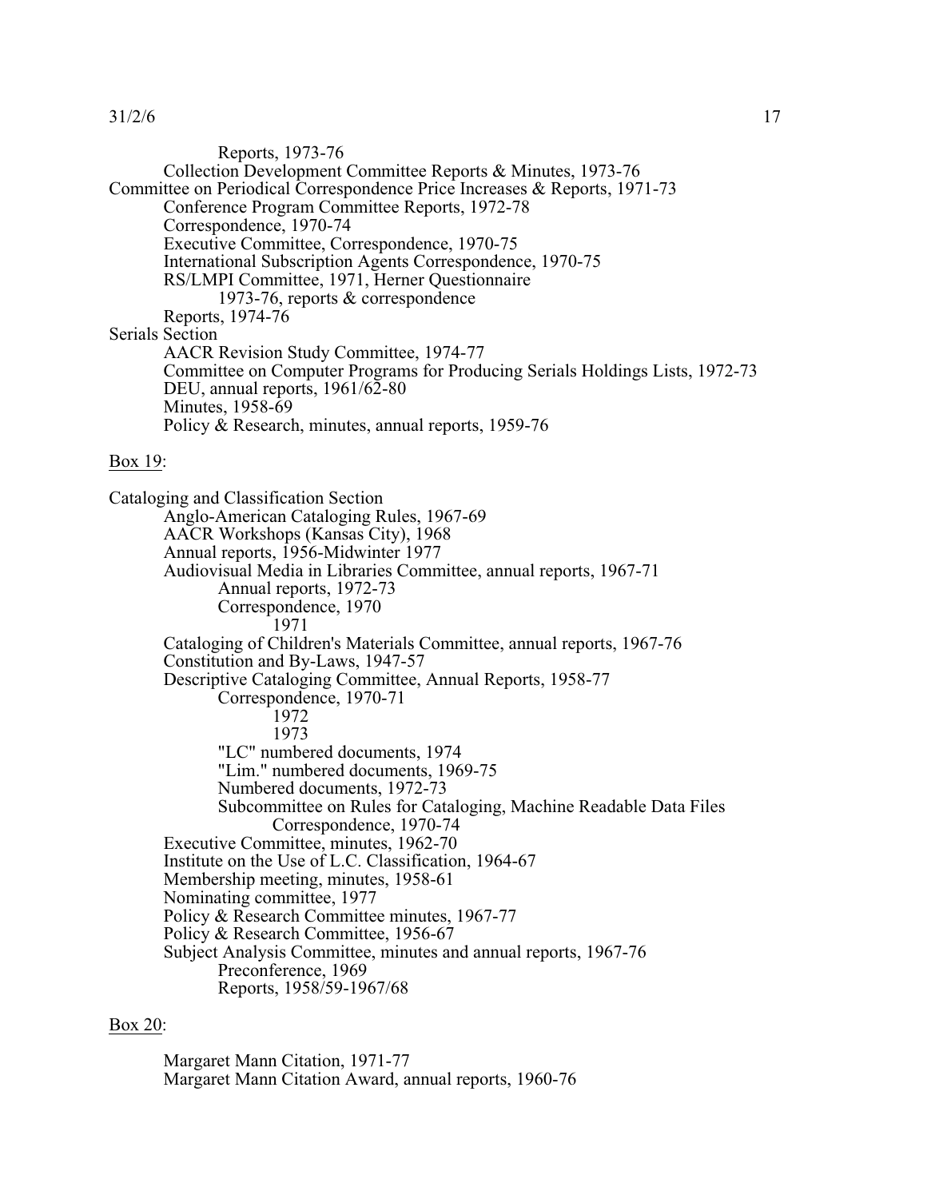Reports, 1973-76
Collection Development Committee Reports & Minutes, 1973-76
Committee on Periodical Correspondence Price Increases & Reports, 1971-73
Conference Program Committee Reports, 1972-78
Correspondence, 1970-74
Executive Committee, Correspondence, 1970-75
International Subscription Agents Correspondence, 1970-75
RS/LMPI Committee, 1971, Herner Questionnaire
1973-76, reports & correspondence
Reports, 1974-76

Serials Section
AACR Revision Study Committee, 1974-77
Committee on Computer Programs for Producing Serials Holdings Lists, 1972-73
DEU, annual reports, 1961/62-80
Minutes, 1958-69
Policy & Research, minutes, annual reports, 1959-76

Box 19:

Cataloging and Classification Section
Anglo-American Cataloging Rules, 1967-69
AACR Workshops (Kansas City), 1968
Annual reports, 1956-Midwinter 1977
Audiovisual Media in Libraries Committee, annual reports, 1967-71
Annual reports, 1972-73
Correspondence, 1970
1971
Cataloging of Children's Materials Committee, annual reports, 1967-76
Constitution and By-Laws, 1947-57
Descriptive Cataloging Committee, Annual Reports, 1958-77
Correspondence, 1970-71
1972
1973
"LC" numbered documents, 1974
"Lim." numbered documents, 1969-75
Numbered documents, 1972-73
Subcommittee on Rules for Cataloging, Machine Readable Data Files
Correspondence, 1970-74
Executive Committee, minutes, 1962-70
Institute on the Use of L.C. Classification, 1964-67
Membership meeting, minutes, 1958-61
Nominating committee, 1977
Policy & Research Committee minutes, 1967-77
Policy & Research Committee, 1956-67
Subject Analysis Committee, minutes and annual reports, 1967-76
Preconference, 1969
Reports, 1958/59-1967/68

Box 20:

Margaret Mann Citation, 1971-77
Margaret Mann Citation Award, annual reports, 1960-76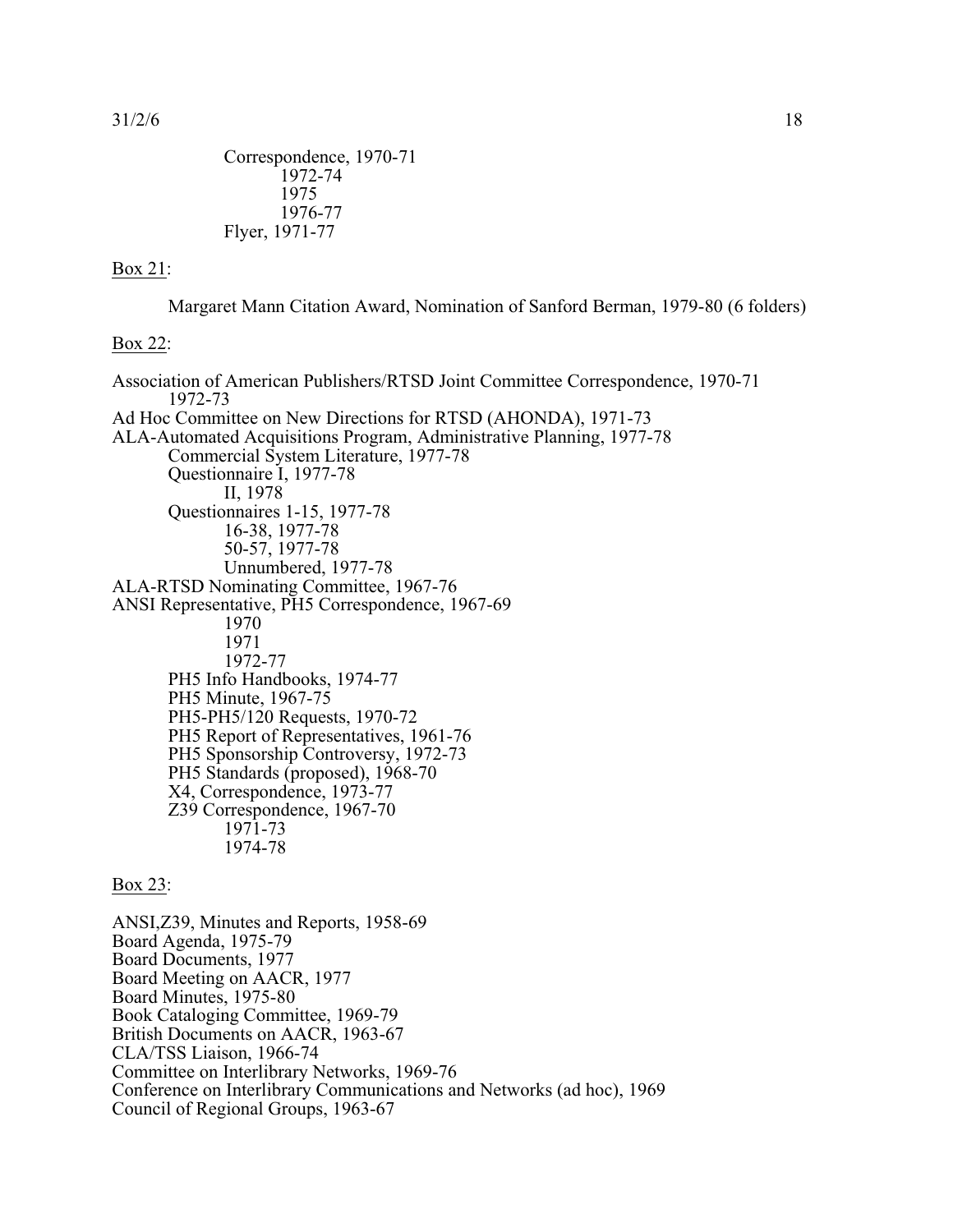Correspondence, 1970-71
1972-74
1975
1976-77
Flyer, 1971-77

Box 21:

Margaret Mann Citation Award, Nomination of Sanford Berman, 1979-80 (6 folders)

Box 22:

Association of American Publishers/RTSD Joint Committee Correspondence, 1970-71
1972-73
Ad Hoc Committee on New Directions for RTSD (AHONDA), 1971-73
ALA-Automated Acquisitions Program, Administrative Planning, 1977-78
Commercial System Literature, 1977-78
Questionnaire I, 1977-78
II, 1978
Questionnaires 1-15, 1977-78
16-38, 1977-78
50-57, 1977-78
Unnumbered, 1977-78
ALA-RTSD Nominating Committee, 1967-76
ANSI Representative, PH5 Correspondence, 1967-69
1970
1971
1972-77
PH5 Info Handbooks, 1974-77
PH5 Minute, 1967-75
PH5-PH5/120 Requests, 1970-72
PH5 Report of Representatives, 1961-76
PH5 Sponsorship Controversy, 1972-73
PH5 Standards (proposed), 1968-70
X4, Correspondence, 1973-77
Z39 Correspondence, 1967-70
1971-73
1974-78

Box 23:

ANSI,Z39, Minutes and Reports, 1958-69
Board Agenda, 1975-79
Board Documents, 1977
Board Meeting on AACR, 1977
Board Minutes, 1975-80
Book Cataloging Committee, 1969-79
British Documents on AACR, 1963-67
CLA/TSS Liaison, 1966-74
Committee on Interlibrary Networks, 1969-76
Conference on Interlibrary Communications and Networks (ad hoc), 1969
Council of Regional Groups, 1963-67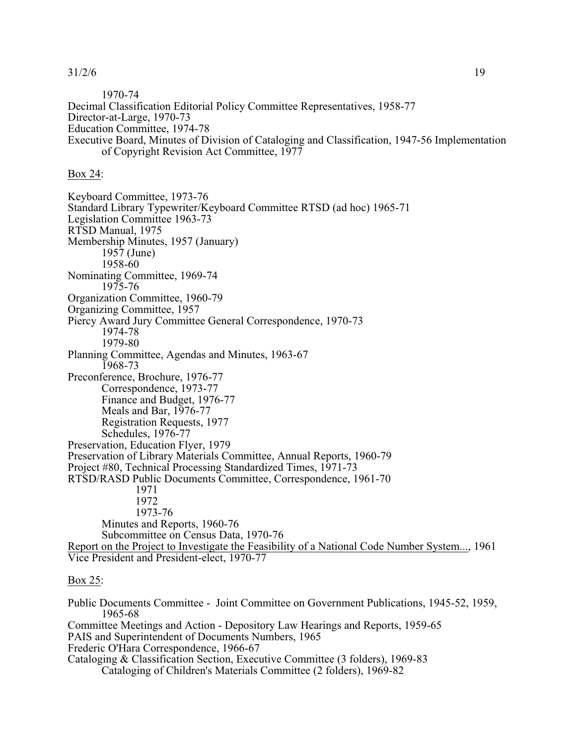1970-74

Decimal Classification Editorial Policy Committee Representatives, 1958-77

Director-at-Large, 1970-73

Education Committee, 1974-78

Executive Board, Minutes of Division of Cataloging and Classification, 1947-56 Implementation of Copyright Revision Act Committee, 1977

Box 24:

Keyboard Committee, 1973-76

Standard Library Typewriter/Keyboard Committee RTSD (ad hoc) 1965-71

Legislation Committee 1963-73

RTSD Manual, 1975

Membership Minutes, 1957 (January)
- 1957 (June)
- 1958-60

Nominating Committee, 1969-74
- 1975-76

Organization Committee, 1960-79

Organizing Committee, 1957

Piercy Award Jury Committee General Correspondence, 1970-73
- 1974-78
- 1979-80

Planning Committee, Agendas and Minutes, 1963-67
- 1968-73

Preconference, Brochure, 1976-77
- Correspondence, 1973-77
- Finance and Budget, 1976-77
- Meals and Bar, 1976-77
- Registration Requests, 1977
- Schedules, 1976-77

Preservation, Education Flyer, 1979

Preservation of Library Materials Committee, Annual Reports, 1960-79

Project #80, Technical Processing Standardized Times, 1971-73

RTSD/RASD Public Documents Committee, Correspondence, 1961-70
- 1971
- 1972
- 1973-76
- Minutes and Reports, 1960-76
- Subcommittee on Census Data, 1970-76

Report on the Project to Investigate the Feasibility of a National Code Number System..., 1961

Vice President and President-elect, 1970-77

Box 25:

Public Documents Committee - Joint Committee on Government Publications, 1945-52, 1959, 1965-68

Committee Meetings and Action - Depository Law Hearings and Reports, 1959-65

PAIS and Superintendent of Documents Numbers, 1965

Frederic O'Hara Correspondence, 1966-67

Cataloging & Classification Section, Executive Committee (3 folders), 1969-83
- Cataloging of Children's Materials Committee (2 folders), 1969-82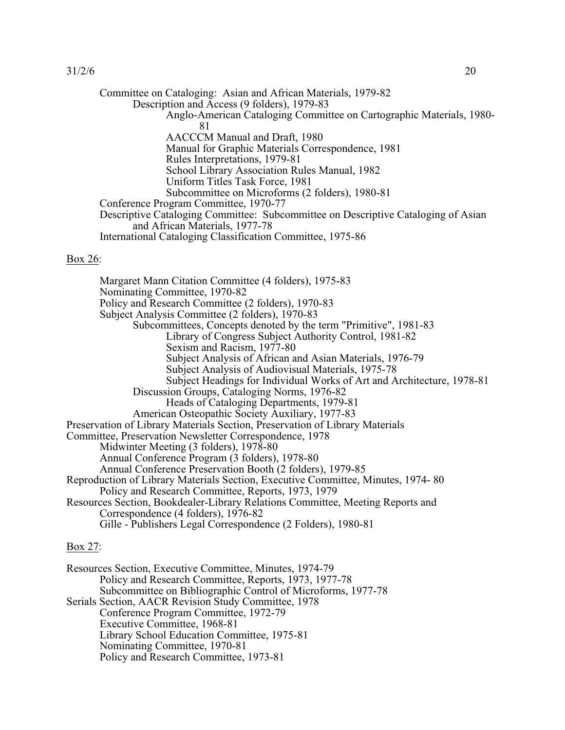Committee on Cataloging: Asian and African Materials, 1979-82
    Description and Access (9 folders), 1979-83
        Anglo-American Cataloging Committee on Cartographic Materials, 1980-81
        AACCCM Manual and Draft, 1980
        Manual for Graphic Materials Correspondence, 1981
        Rules Interpretations, 1979-81
        School Library Association Rules Manual, 1982
        Uniform Titles Task Force, 1981
        Subcommittee on Microforms (2 folders), 1980-81
Conference Program Committee, 1970-77
Descriptive Cataloging Committee: Subcommittee on Descriptive Cataloging of Asian and African Materials, 1977-78
International Cataloging Classification Committee, 1975-86

Box 26:

Margaret Mann Citation Committee (4 folders), 1975-83
Nominating Committee, 1970-82
Policy and Research Committee (2 folders), 1970-83
Subject Analysis Committee (2 folders), 1970-83
    Subcommittees, Concepts denoted by the term "Primitive", 1981-83
        Library of Congress Subject Authority Control, 1981-82
        Sexism and Racism, 1977-80
        Subject Analysis of African and Asian Materials, 1976-79
        Subject Analysis of Audiovisual Materials, 1975-78
        Subject Headings for Individual Works of Art and Architecture, 1978-81
    Discussion Groups, Cataloging Norms, 1976-82
        Heads of Cataloging Departments, 1979-81
    American Osteopathic Society Auxiliary, 1977-83
Preservation of Library Materials Section, Preservation of Library Materials Committee, Preservation Newsletter Correspondence, 1978
    Midwinter Meeting (3 folders), 1978-80
    Annual Conference Program (3 folders), 1978-80
    Annual Conference Preservation Booth (2 folders), 1979-85
Reproduction of Library Materials Section, Executive Committee, Minutes, 1974- 80
    Policy and Research Committee, Reports, 1973, 1979
Resources Section, Bookdealer-Library Relations Committee, Meeting Reports and Correspondence (4 folders), 1976-82
    Gille - Publishers Legal Correspondence (2 Folders), 1980-81

Box 27:

Resources Section, Executive Committee, Minutes, 1974-79
    Policy and Research Committee, Reports, 1973, 1977-78
    Subcommittee on Bibliographic Control of Microforms, 1977-78
Serials Section, AACR Revision Study Committee, 1978
    Conference Program Committee, 1972-79
    Executive Committee, 1968-81
    Library School Education Committee, 1975-81
    Nominating Committee, 1970-81
    Policy and Research Committee, 1973-81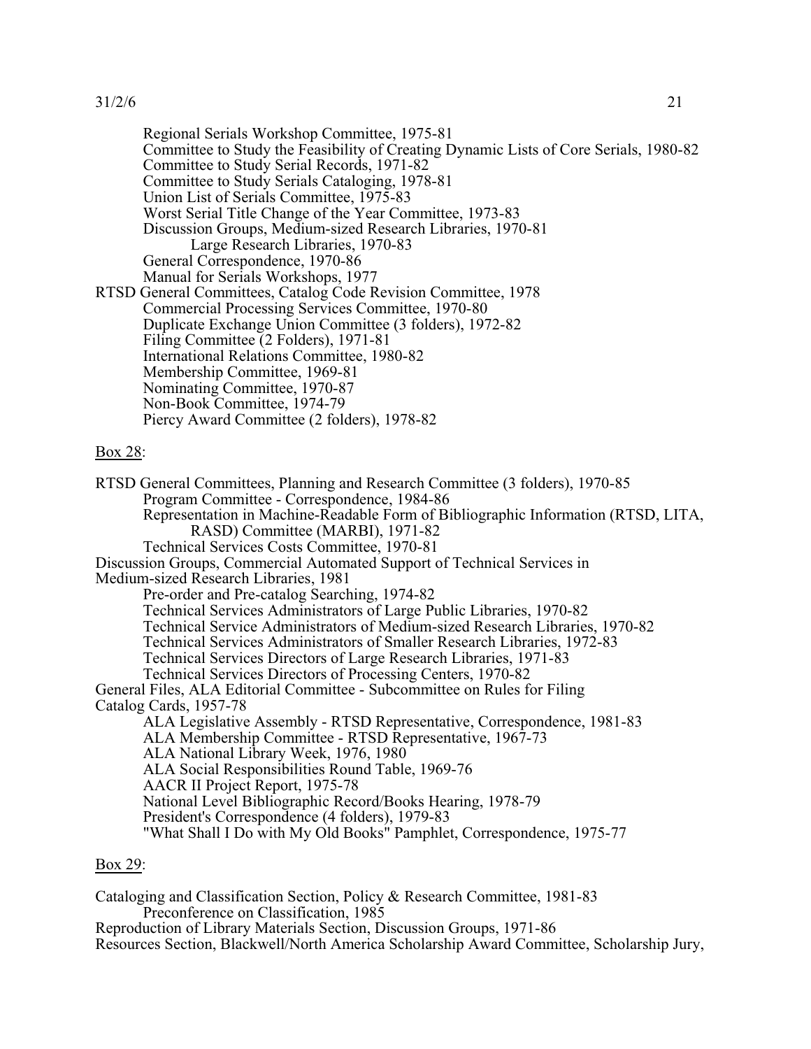Regional Serials Workshop Committee, 1975-81
Committee to Study the Feasibility of Creating Dynamic Lists of Core Serials, 1980-82
Committee to Study Serial Records, 1971-82
Committee to Study Serials Cataloging, 1978-81
Union List of Serials Committee, 1975-83
Worst Serial Title Change of the Year Committee, 1973-83
Discussion Groups, Medium-sized Research Libraries, 1970-81
Large Research Libraries, 1970-83
General Correspondence, 1970-86
Manual for Serials Workshops, 1977

RTSD General Committees, Catalog Code Revision Committee, 1978
Commercial Processing Services Committee, 1970-80
Duplicate Exchange Union Committee (3 folders), 1972-82
Filing Committee (2 Folders), 1971-81
International Relations Committee, 1980-82
Membership Committee, 1969-81
Nominating Committee, 1970-87
Non-Book Committee, 1974-79
Piercy Award Committee (2 folders), 1978-82

Box 28:

RTSD General Committees, Planning and Research Committee (3 folders), 1970-85
Program Committee - Correspondence, 1984-86
Representation in Machine-Readable Form of Bibliographic Information (RTSD, LITA, RASD) Committee (MARBI), 1971-82
Technical Services Costs Committee, 1970-81

Discussion Groups, Commercial Automated Support of Technical Services in Medium-sized Research Libraries, 1981
Pre-order and Pre-catalog Searching, 1974-82
Technical Services Administrators of Large Public Libraries, 1970-82
Technical Service Administrators of Medium-sized Research Libraries, 1970-82
Technical Services Administrators of Smaller Research Libraries, 1972-83
Technical Services Directors of Large Research Libraries, 1971-83
Technical Services Directors of Processing Centers, 1970-82

General Files, ALA Editorial Committee - Subcommittee on Rules for Filing Catalog Cards, 1957-78
ALA Legislative Assembly - RTSD Representative, Correspondence, 1981-83
ALA Membership Committee - RTSD Representative, 1967-73
ALA National Library Week, 1976, 1980
ALA Social Responsibilities Round Table, 1969-76
AACR II Project Report, 1975-78
National Level Bibliographic Record/Books Hearing, 1978-79
President's Correspondence (4 folders), 1979-83
"What Shall I Do with My Old Books" Pamphlet, Correspondence, 1975-77

Box 29:

Cataloging and Classification Section, Policy & Research Committee, 1981-83
Preconference on Classification, 1985

Reproduction of Library Materials Section, Discussion Groups, 1971-86

Resources Section, Blackwell/North America Scholarship Award Committee, Scholarship Jury,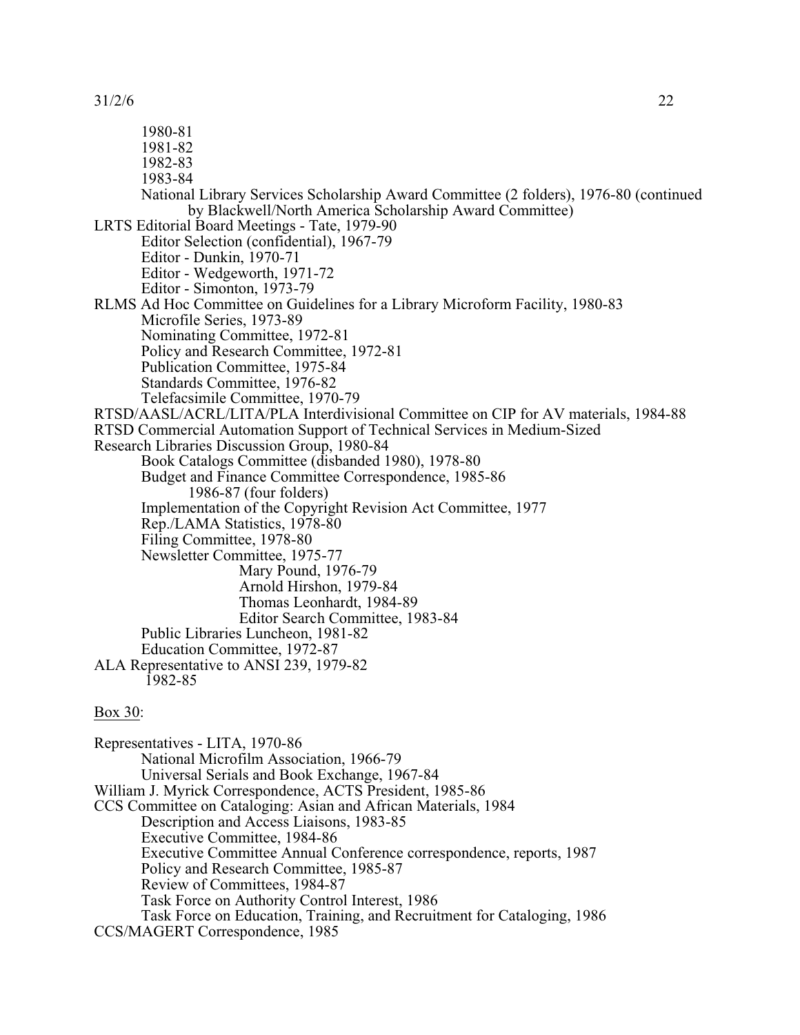1980-81
1981-82
1982-83
1983-84
National Library Services Scholarship Award Committee (2 folders), 1976-80 (continued by Blackwell/North America Scholarship Award Committee)

LRTS Editorial Board Meetings - Tate, 1979-90
Editor Selection (confidential), 1967-79
Editor - Dunkin, 1970-71
Editor - Wedgeworth, 1971-72
Editor - Simonton, 1973-79

RLMS Ad Hoc Committee on Guidelines for a Library Microform Facility, 1980-83
Microfile Series, 1973-89
Nominating Committee, 1972-81
Policy and Research Committee, 1972-81
Publication Committee, 1975-84
Standards Committee, 1976-82
Telefacsimile Committee, 1970-79

RTSD/AASL/ACRL/LITA/PLA Interdivisional Committee on CIP for AV materials, 1984-88

RTSD Commercial Automation Support of Technical Services in Medium-Sized

Research Libraries Discussion Group, 1980-84
Book Catalogs Committee (disbanded 1980), 1978-80
Budget and Finance Committee Correspondence, 1985-86
1986-87 (four folders)
Implementation of the Copyright Revision Act Committee, 1977
Rep./LAMA Statistics, 1978-80
Filing Committee, 1978-80
Newsletter Committee, 1975-77
Mary Pound, 1976-79
Arnold Hirshon, 1979-84
Thomas Leonhardt, 1984-89
Editor Search Committee, 1983-84
Public Libraries Luncheon, 1981-82
Education Committee, 1972-87

ALA Representative to ANSI 239, 1979-82
1982-85

Box 30:

Representatives - LITA, 1970-86
National Microfilm Association, 1966-79
Universal Serials and Book Exchange, 1967-84

William J. Myrick Correspondence, ACTS President, 1985-86

CCS Committee on Cataloging: Asian and African Materials, 1984
Description and Access Liaisons, 1983-85
Executive Committee, 1984-86
Executive Committee Annual Conference correspondence, reports, 1987
Policy and Research Committee, 1985-87
Review of Committees, 1984-87
Task Force on Authority Control Interest, 1986
Task Force on Education, Training, and Recruitment for Cataloging, 1986

CCS/MAGERT Correspondence, 1985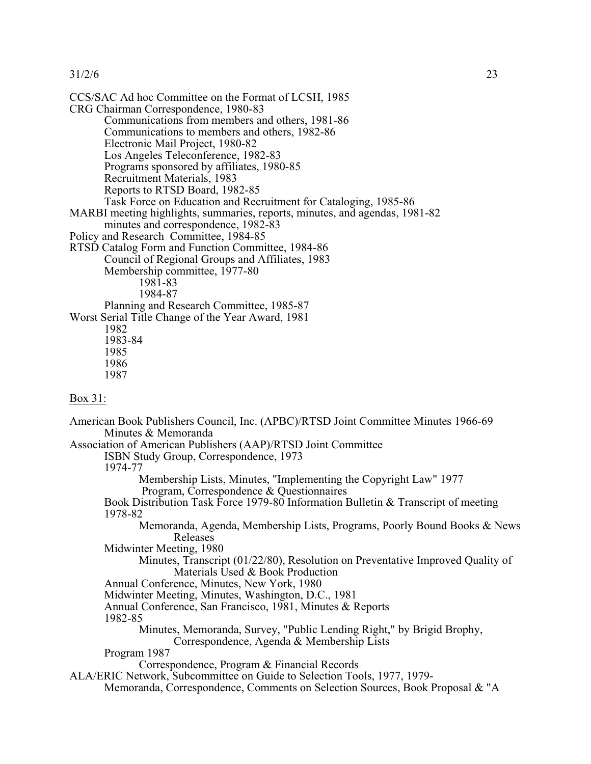CCS/SAC Ad hoc Committee on the Format of LCSH, 1985
CRG Chairman Correspondence, 1980-83
- Communications from members and others, 1981-86
- Communications to members and others, 1982-86
- Electronic Mail Project, 1980-82
- Los Angeles Teleconference, 1982-83
- Programs sponsored by affiliates, 1980-85
- Recruitment Materials, 1983
- Reports to RTSD Board, 1982-85
- Task Force on Education and Recruitment for Cataloging, 1985-86

MARBI meeting highlights, summaries, reports, minutes, and agendas, 1981-82
- minutes and correspondence, 1982-83

Policy and Research Committee, 1984-85
RTSD Catalog Form and Function Committee, 1984-86
- Council of Regional Groups and Affiliates, 1983
- Membership committee, 1977-80
  - 1981-83
  - 1984-87
- Planning and Research Committee, 1985-87

Worst Serial Title Change of the Year Award, 1981
- 1982
- 1983-84
- 1985
- 1986
- 1987

Box 31:

American Book Publishers Council, Inc. (APBC)/RTSD Joint Committee Minutes 1966-69
- Minutes & Memoranda

Association of American Publishers (AAP)/RTSD Joint Committee
- ISBN Study Group, Correspondence, 1973
- 1974-77
  - Membership Lists, Minutes, "Implementing the Copyright Law" 1977 Program, Correspondence & Questionnaires
- Book Distribution Task Force 1979-80 Information Bulletin & Transcript of meeting
- 1978-82
  - Memoranda, Agenda, Membership Lists, Programs, Poorly Bound Books & News Releases
- Midwinter Meeting, 1980
  - Minutes, Transcript (01/22/80), Resolution on Preventative Improved Quality of Materials Used & Book Production
- Annual Conference, Minutes, New York, 1980
- Midwinter Meeting, Minutes, Washington, D.C., 1981
- Annual Conference, San Francisco, 1981, Minutes & Reports
- 1982-85
  - Minutes, Memoranda, Survey, "Public Lending Right," by Brigid Brophy, Correspondence, Agenda & Membership Lists
- Program 1987
  - Correspondence, Program & Financial Records

ALA/ERIC Network, Subcommittee on Guide to Selection Tools, 1977, 1979-
- Memoranda, Correspondence, Comments on Selection Sources, Book Proposal & "A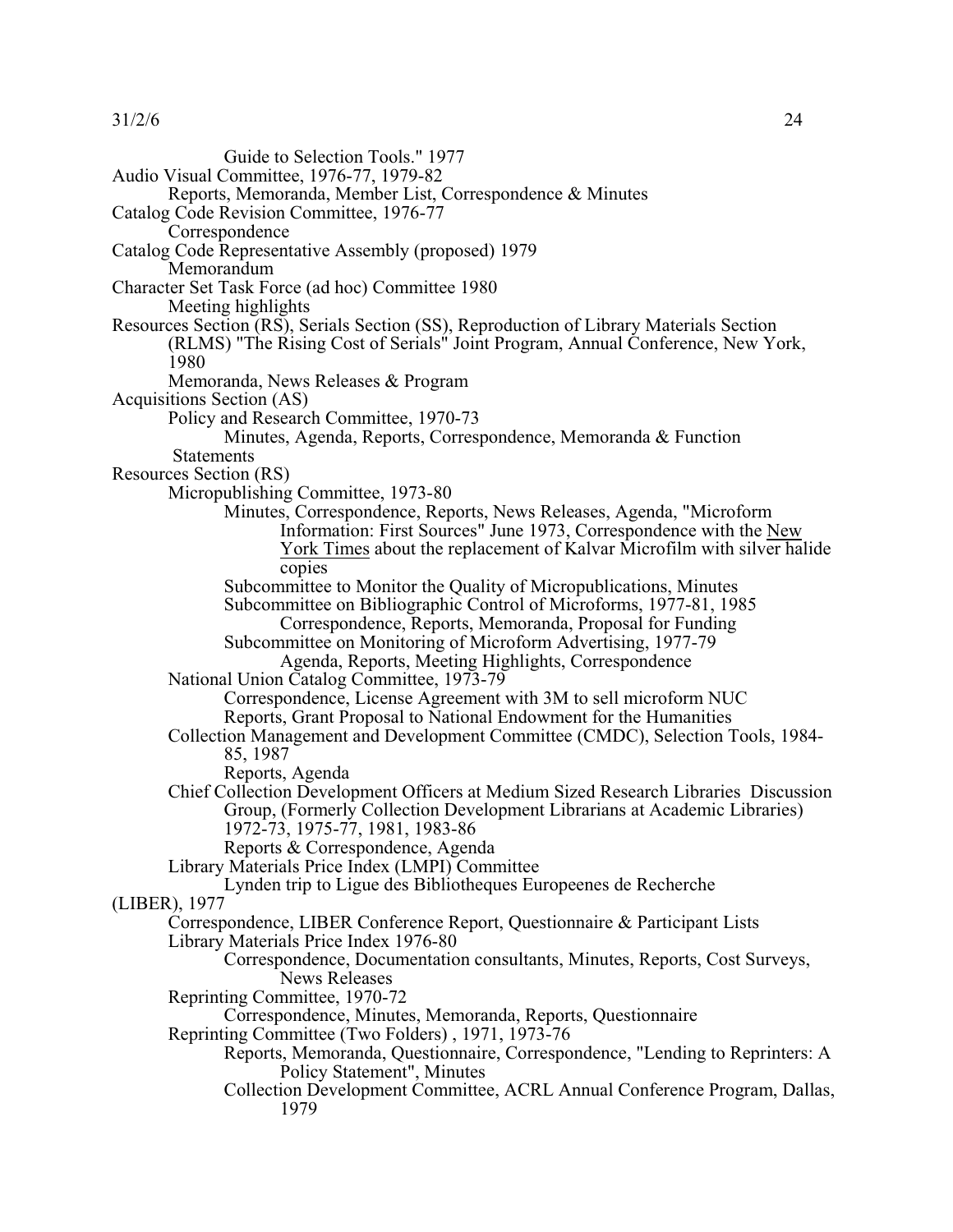Guide to Selection Tools." 1977

Audio Visual Committee, 1976-77, 1979-82
- Reports, Memoranda, Member List, Correspondence & Minutes

Catalog Code Revision Committee, 1976-77
- Correspondence

Catalog Code Representative Assembly (proposed) 1979
- Memorandum

Character Set Task Force (ad hoc) Committee 1980
- Meeting highlights

Resources Section (RS), Serials Section (SS), Reproduction of Library Materials Section (RLMS) "The Rising Cost of Serials" Joint Program, Annual Conference, New York, 1980
- Memoranda, News Releases & Program

Acquisitions Section (AS)
- Policy and Research Committee, 1970-73
  - Minutes, Agenda, Reports, Correspondence, Memoranda & Function Statements

Resources Section (RS)
- Micropublishing Committee, 1973-80
  - Minutes, Correspondence, Reports, News Releases, Agenda, "Microform Information: First Sources" June 1973, Correspondence with the New York Times about the replacement of Kalvar Microfilm with silver halide copies
  - Subcommittee to Monitor the Quality of Micropublications, Minutes
  - Subcommittee on Bibliographic Control of Microforms, 1977-81, 1985
    - Correspondence, Reports, Memoranda, Proposal for Funding
  - Subcommittee on Monitoring of Microform Advertising, 1977-79
    - Agenda, Reports, Meeting Highlights, Correspondence
- National Union Catalog Committee, 1973-79
  - Correspondence, License Agreement with 3M to sell microform NUC
  - Reports, Grant Proposal to National Endowment for the Humanities
- Collection Management and Development Committee (CMDC), Selection Tools, 1984-85, 1987
  - Reports, Agenda
- Chief Collection Development Officers at Medium Sized Research Libraries Discussion Group, (Formerly Collection Development Librarians at Academic Libraries) 1972-73, 1975-77, 1981, 1983-86
  - Reports & Correspondence, Agenda
- Library Materials Price Index (LMPI) Committee
  - Lynden trip to Ligue des Bibliotheques Europeenes de Recherche (LIBER), 1977
- Correspondence, LIBER Conference Report, Questionnaire & Participant Lists
- Library Materials Price Index 1976-80
  - Correspondence, Documentation consultants, Minutes, Reports, Cost Surveys, News Releases
- Reprinting Committee, 1970-72
  - Correspondence, Minutes, Memoranda, Reports, Questionnaire
- Reprinting Committee (Two Folders) , 1971, 1973-76
  - Reports, Memoranda, Questionnaire, Correspondence, "Lending to Reprinters: A Policy Statement", Minutes
  - Collection Development Committee, ACRL Annual Conference Program, Dallas, 1979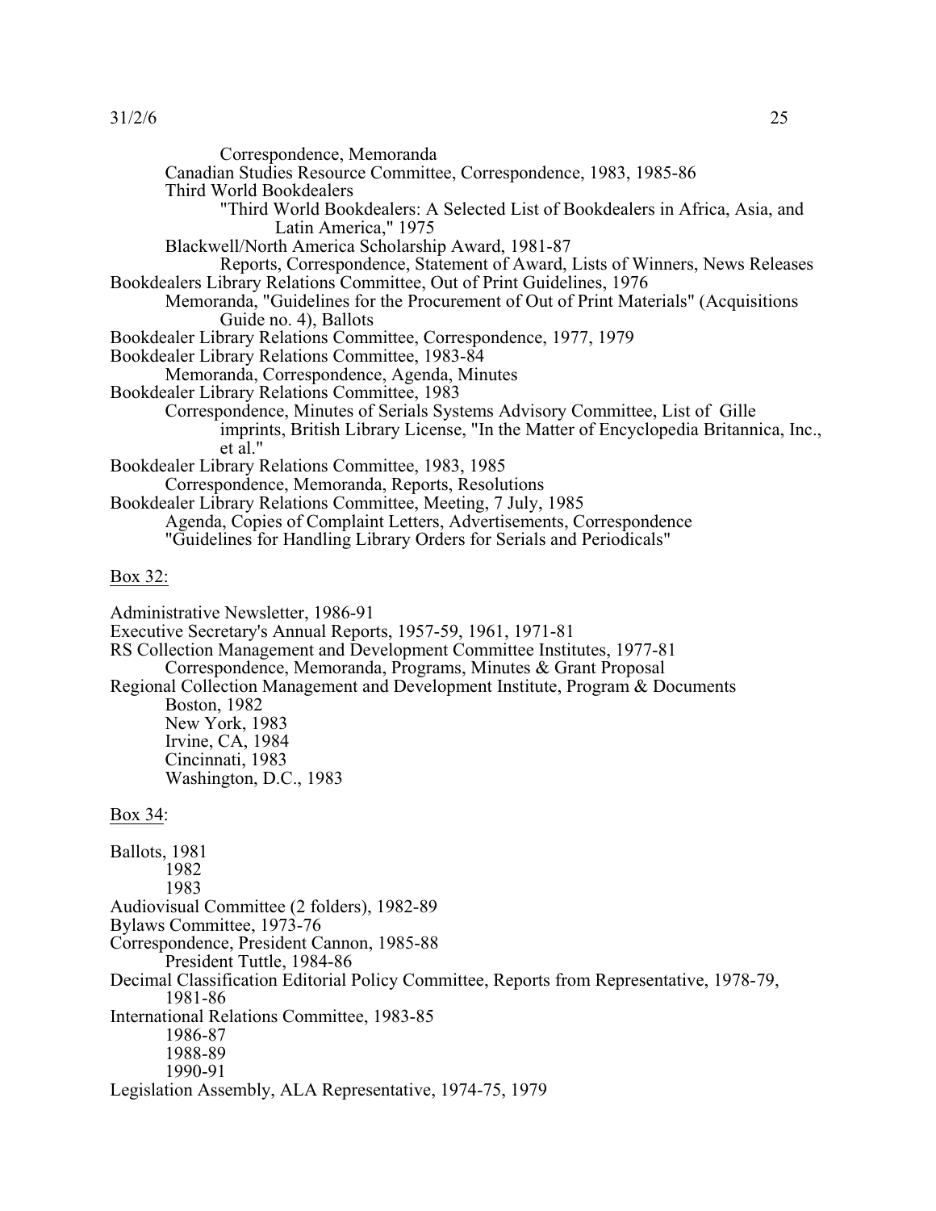Correspondence, Memoranda
Canadian Studies Resource Committee, Correspondence, 1983, 1985-86
Third World Bookdealers
"Third World Bookdealers: A Selected List of Bookdealers in Africa, Asia, and Latin America," 1975
Blackwell/North America Scholarship Award, 1981-87
Reports, Correspondence, Statement of Award, Lists of Winners, News Releases
Bookdealers Library Relations Committee, Out of Print Guidelines, 1976
Memoranda, "Guidelines for the Procurement of Out of Print Materials" (Acquisitions Guide no. 4), Ballots
Bookdealer Library Relations Committee, Correspondence, 1977, 1979
Bookdealer Library Relations Committee, 1983-84
Memoranda, Correspondence, Agenda, Minutes
Bookdealer Library Relations Committee, 1983
Correspondence, Minutes of Serials Systems Advisory Committee, List of Gille imprints, British Library License, "In the Matter of Encyclopedia Britannica, Inc., et al."
Bookdealer Library Relations Committee, 1983, 1985
Correspondence, Memoranda, Reports, Resolutions
Bookdealer Library Relations Committee, Meeting, 7 July, 1985
Agenda, Copies of Complaint Letters, Advertisements, Correspondence
"Guidelines for Handling Library Orders for Serials and Periodicals"

Box 32:

Administrative Newsletter, 1986-91
Executive Secretary's Annual Reports, 1957-59, 1961, 1971-81
RS Collection Management and Development Committee Institutes, 1977-81
Correspondence, Memoranda, Programs, Minutes & Grant Proposal
Regional Collection Management and Development Institute, Program & Documents
Boston, 1982
New York, 1983
Irvine, CA, 1984
Cincinnati, 1983
Washington, D.C., 1983

Box 34:

Ballots, 1981
1982
1983
Audiovisual Committee (2 folders), 1982-89
Bylaws Committee, 1973-76
Correspondence, President Cannon, 1985-88
President Tuttle, 1984-86
Decimal Classification Editorial Policy Committee, Reports from Representative, 1978-79, 1981-86
International Relations Committee, 1983-85
1986-87
1988-89
1990-91
Legislation Assembly, ALA Representative, 1974-75, 1979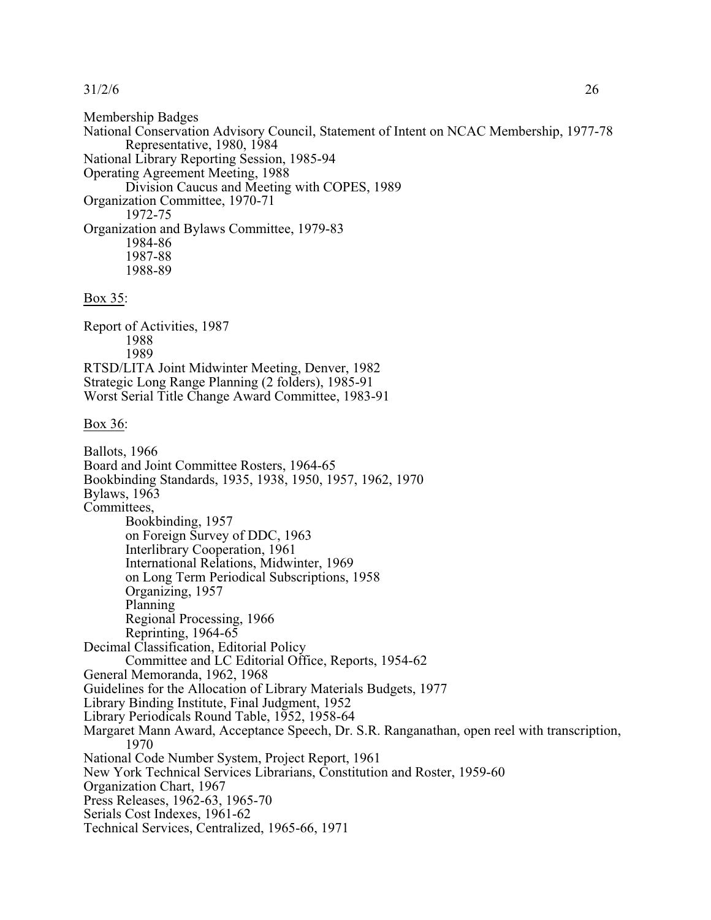Membership Badges
National Conservation Advisory Council, Statement of Intent on NCAC Membership, 1977-78
    Representative, 1980, 1984
National Library Reporting Session, 1985-94
Operating Agreement Meeting, 1988
    Division Caucus and Meeting with COPES, 1989
Organization Committee, 1970-71
    1972-75
Organization and Bylaws Committee, 1979-83
    1984-86
    1987-88
    1988-89

<u>Box 35</u>:

Report of Activities, 1987
    1988
    1989
RTSD/LITA Joint Midwinter Meeting, Denver, 1982
Strategic Long Range Planning (2 folders), 1985-91
Worst Serial Title Change Award Committee, 1983-91

<u>Box 36</u>:

Ballots, 1966
Board and Joint Committee Rosters, 1964-65
Bookbinding Standards, 1935, 1938, 1950, 1957, 1962, 1970
Bylaws, 1963
Committees,
    Bookbinding, 1957
    on Foreign Survey of DDC, 1963
    Interlibrary Cooperation, 1961
    International Relations, Midwinter, 1969
    on Long Term Periodical Subscriptions, 1958
    Organizing, 1957
    Planning
    Regional Processing, 1966
    Reprinting, 1964-65
Decimal Classification, Editorial Policy
    Committee and LC Editorial Office, Reports, 1954-62
General Memoranda, 1962, 1968
Guidelines for the Allocation of Library Materials Budgets, 1977
Library Binding Institute, Final Judgment, 1952
Library Periodicals Round Table, 1952, 1958-64
Margaret Mann Award, Acceptance Speech, Dr. S.R. Ranganathan, open reel with transcription, 1970
National Code Number System, Project Report, 1961
New York Technical Services Librarians, Constitution and Roster, 1959-60
Organization Chart, 1967
Press Releases, 1962-63, 1965-70
Serials Cost Indexes, 1961-62
Technical Services, Centralized, 1965-66, 1971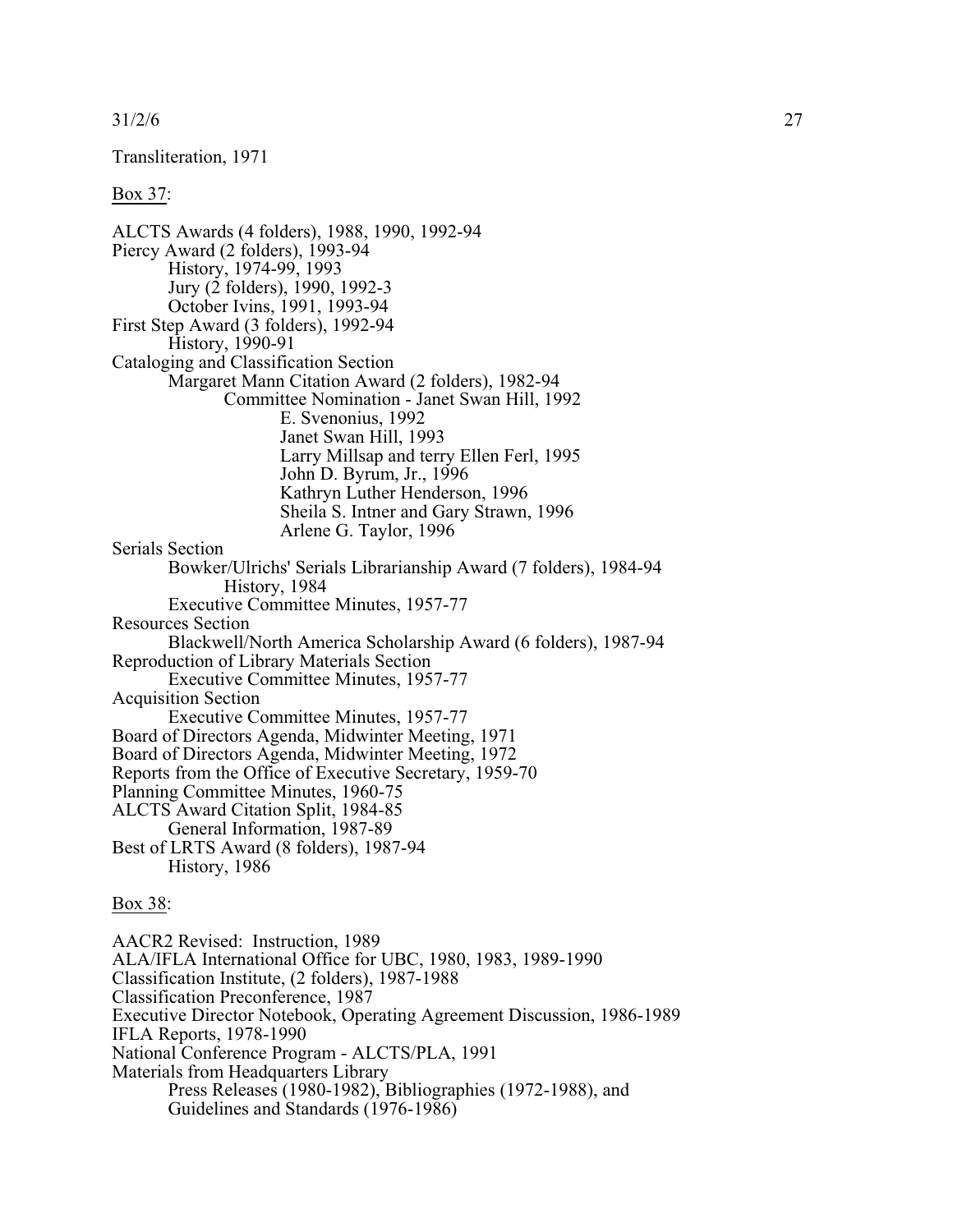Transliteration, 1971

Box 37:

ALCTS Awards (4 folders), 1988, 1990, 1992-94
Piercy Award (2 folders), 1993-94
- History, 1974-99, 1993
- Jury (2 folders), 1990, 1992-3
- October Ivins, 1991, 1993-94

First Step Award (3 folders), 1992-94
- History, 1990-91

Cataloging and Classification Section
- Margaret Mann Citation Award (2 folders), 1982-94
  - Committee Nomination - Janet Swan Hill, 1992
    - E. Svenonius, 1992
    - Janet Swan Hill, 1993
    - Larry Millsap and terry Ellen Ferl, 1995
    - John D. Byrum, Jr., 1996
    - Kathryn Luther Henderson, 1996
    - Sheila S. Intner and Gary Strawn, 1996
    - Arlene G. Taylor, 1996

Serials Section
- Bowker/Ulrichs' Serials Librarianship Award (7 folders), 1984-94
  - History, 1984
- Executive Committee Minutes, 1957-77

Resources Section
- Blackwell/North America Scholarship Award (6 folders), 1987-94

Reproduction of Library Materials Section
- Executive Committee Minutes, 1957-77

Acquisition Section
- Executive Committee Minutes, 1957-77

Board of Directors Agenda, Midwinter Meeting, 1971
Board of Directors Agenda, Midwinter Meeting, 1972
Reports from the Office of Executive Secretary, 1959-70
Planning Committee Minutes, 1960-75
ALCTS Award Citation Split, 1984-85
- General Information, 1987-89

Best of LRTS Award (8 folders), 1987-94
- History, 1986

Box 38:

AACR2 Revised: Instruction, 1989
ALA/IFLA International Office for UBC, 1980, 1983, 1989-1990
Classification Institute, (2 folders), 1987-1988
Classification Preconference, 1987
Executive Director Notebook, Operating Agreement Discussion, 1986-1989
IFLA Reports, 1978-1990
National Conference Program - ALCTS/PLA, 1991
Materials from Headquarters Library
- Press Releases (1980-1982), Bibliographies (1972-1988), and Guidelines and Standards (1976-1986)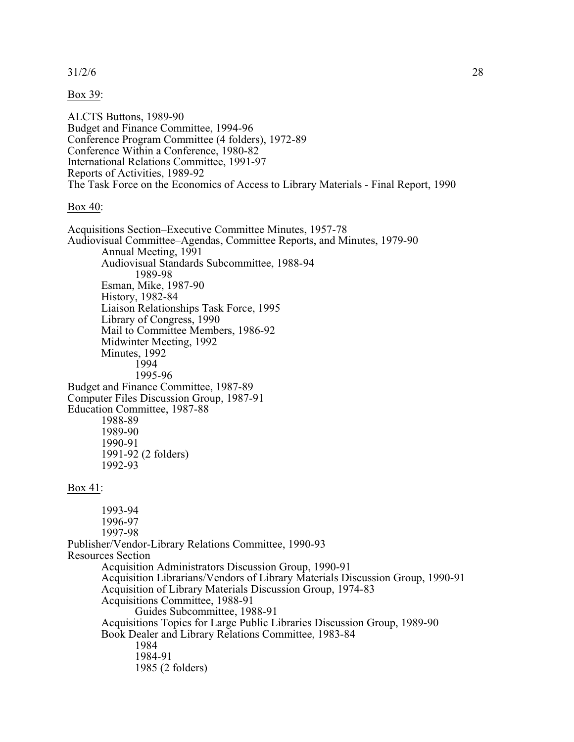Box 39:

ALCTS Buttons, 1989-90
Budget and Finance Committee, 1994-96
Conference Program Committee (4 folders), 1972-89
Conference Within a Conference, 1980-82
International Relations Committee, 1991-97
Reports of Activities, 1989-92
The Task Force on the Economics of Access to Library Materials - Final Report, 1990

Box 40:

Acquisitions Section–Executive Committee Minutes, 1957-78
Audiovisual Committee–Agendas, Committee Reports, and Minutes, 1979-90
  Annual Meeting, 1991
  Audiovisual Standards Subcommittee, 1988-94
    1989-98
  Esman, Mike, 1987-90
  History, 1982-84
  Liaison Relationships Task Force, 1995
  Library of Congress, 1990
  Mail to Committee Members, 1986-92
  Midwinter Meeting, 1992
  Minutes, 1992
    1994
    1995-96
Budget and Finance Committee, 1987-89
Computer Files Discussion Group, 1987-91
Education Committee, 1987-88
  1988-89
  1989-90
  1990-91
  1991-92 (2 folders)
  1992-93

Box 41:

  1993-94
  1996-97
  1997-98
Publisher/Vendor-Library Relations Committee, 1990-93
Resources Section
  Acquisition Administrators Discussion Group, 1990-91
  Acquisition Librarians/Vendors of Library Materials Discussion Group, 1990-91
  Acquisition of Library Materials Discussion Group, 1974-83
  Acquisitions Committee, 1988-91
    Guides Subcommittee, 1988-91
  Acquisitions Topics for Large Public Libraries Discussion Group, 1989-90
  Book Dealer and Library Relations Committee, 1983-84
    1984
    1984-91
    1985 (2 folders)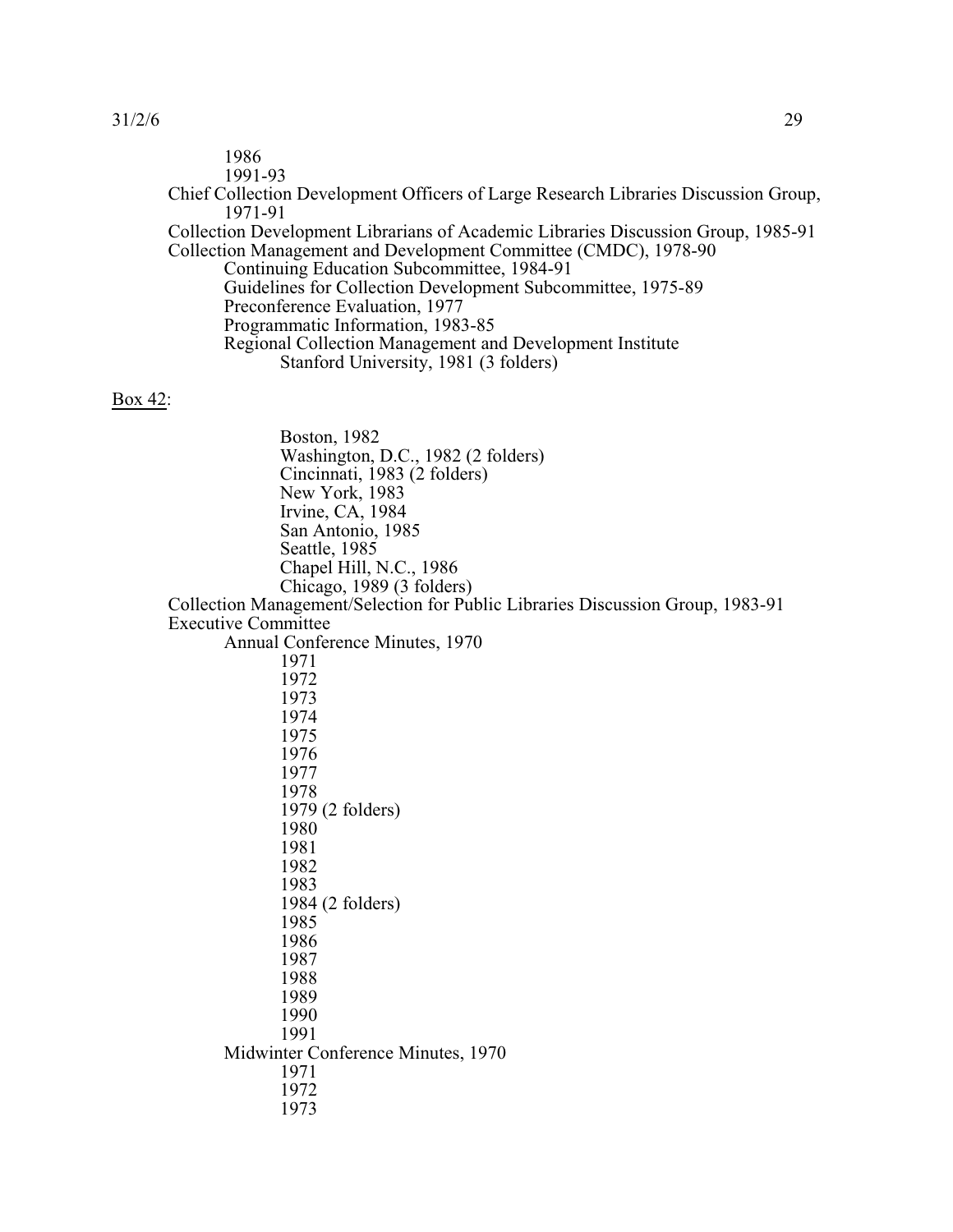1986
1991-93

Chief Collection Development Officers of Large Research Libraries Discussion Group, 1971-91

Collection Development Librarians of Academic Libraries Discussion Group, 1985-91

Collection Management and Development Committee (CMDC), 1978-90

- Continuing Education Subcommittee, 1984-91
- Guidelines for Collection Development Subcommittee, 1975-89
- Preconference Evaluation, 1977
- Programmatic Information, 1983-85
- Regional Collection Management and Development Institute
  - Stanford University, 1981 (3 folders)

Box 42:

- Boston, 1982
- Washington, D.C., 1982 (2 folders)
- Cincinnati, 1983 (2 folders)
- New York, 1983
- Irvine, CA, 1984
- San Antonio, 1985
- Seattle, 1985
- Chapel Hill, N.C., 1986
- Chicago, 1989 (3 folders)

Collection Management/Selection for Public Libraries Discussion Group, 1983-91

Executive Committee

- Annual Conference Minutes, 1970
  - 1971
  - 1972
  - 1973
  - 1974
  - 1975
  - 1976
  - 1977
  - 1978
  - 1979 (2 folders)
  - 1980
  - 1981
  - 1982
  - 1983
  - 1984 (2 folders)
  - 1985
  - 1986
  - 1987
  - 1988
  - 1989
  - 1990
  - 1991
- Midwinter Conference Minutes, 1970
  - 1971
  - 1972
  - 1973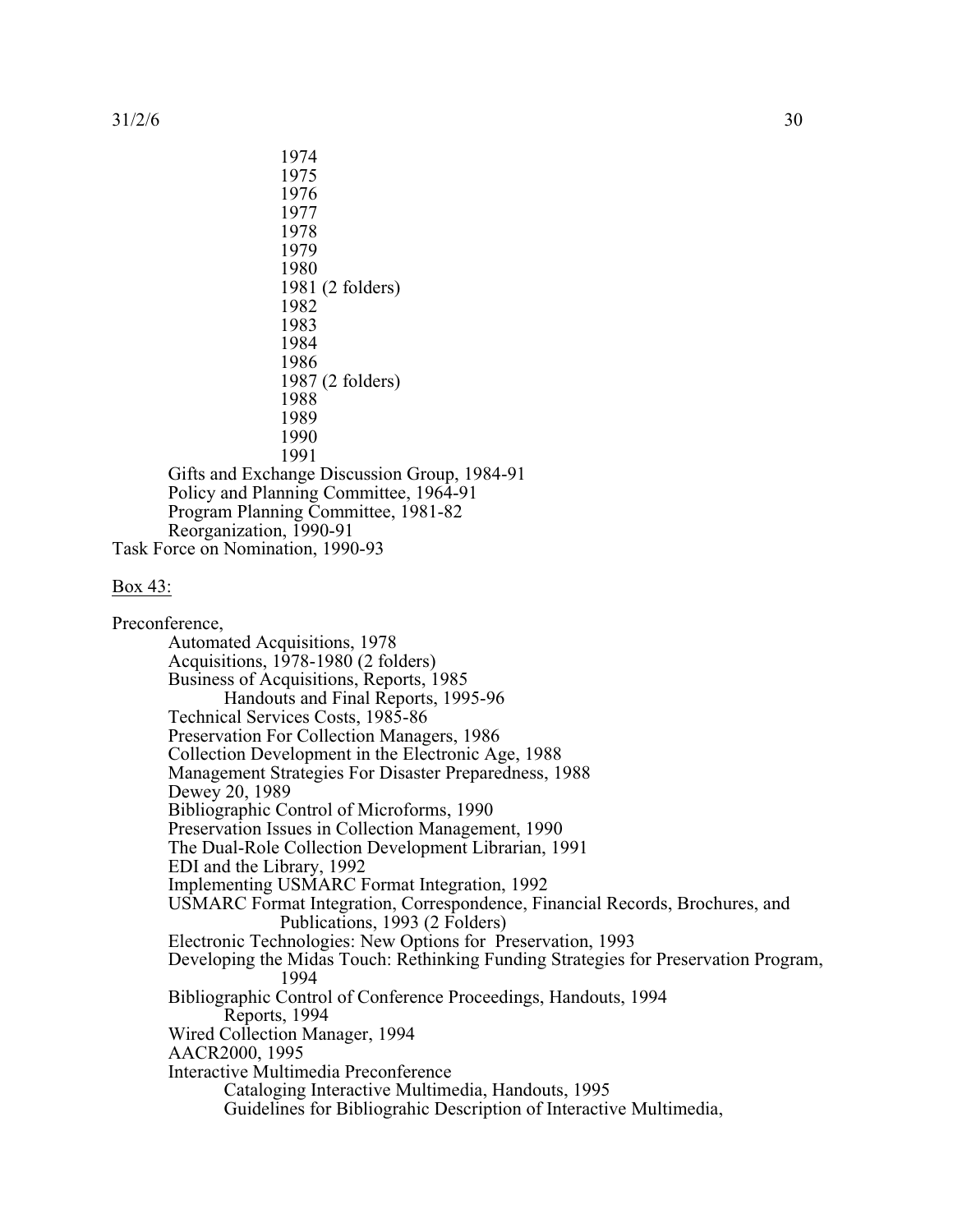1974
1975
1976
1977
1978
1979
1980
1981 (2 folders)
1982
1983
1984
1986
1987 (2 folders)
1988
1989
1990
1991

Gifts and Exchange Discussion Group, 1984-91
Policy and Planning Committee, 1964-91
Program Planning Committee, 1981-82
Reorganization, 1990-91

Task Force on Nomination, 1990-93

<u>Box 43:</u>

Preconference,

- Automated Acquisitions, 1978
- Acquisitions, 1978-1980 (2 folders)
- Business of Acquisitions, Reports, 1985
    - Handouts and Final Reports, 1995-96
- Technical Services Costs, 1985-86
- Preservation For Collection Managers, 1986
- Collection Development in the Electronic Age, 1988
- Management Strategies For Disaster Preparedness, 1988
- Dewey 20, 1989
- Bibliographic Control of Microforms, 1990
- Preservation Issues in Collection Management, 1990
- The Dual-Role Collection Development Librarian, 1991
- EDI and the Library, 1992
- Implementing USMARC Format Integration, 1992
- USMARC Format Integration, Correspondence, Financial Records, Brochures, and Publications, 1993 (2 Folders)
- Electronic Technologies: New Options for Preservation, 1993
- Developing the Midas Touch: Rethinking Funding Strategies for Preservation Program, 1994
- Bibliographic Control of Conference Proceedings, Handouts, 1994
    - Reports, 1994
- Wired Collection Manager, 1994
- AACR2000, 1995
- Interactive Multimedia Preconference
    - Cataloging Interactive Multimedia, Handouts, 1995
    - Guidelines for Bibliograhic Description of Interactive Multimedia,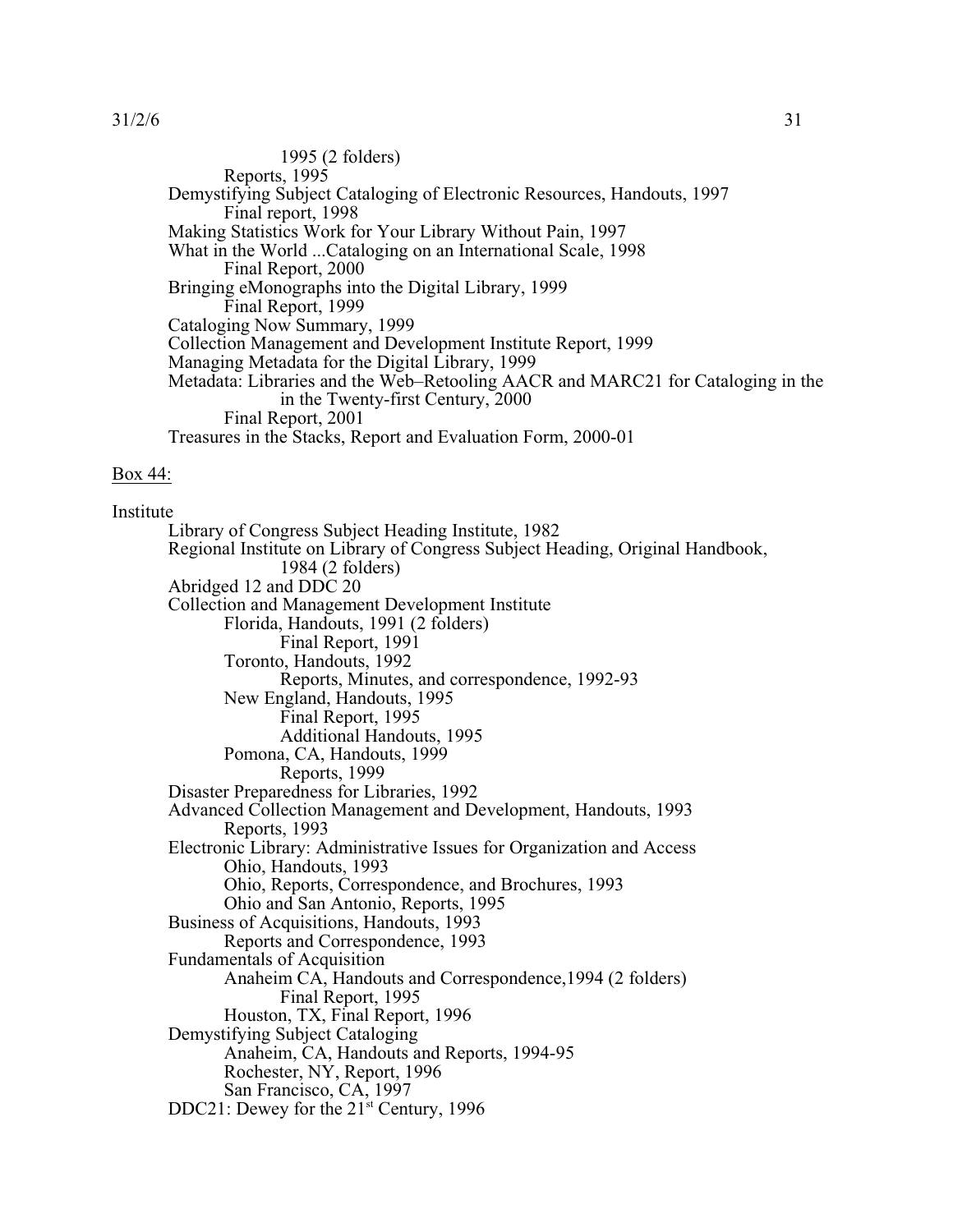1995 (2 folders)
Reports, 1995
Demystifying Subject Cataloging of Electronic Resources, Handouts, 1997
Final report, 1998
Making Statistics Work for Your Library Without Pain, 1997
What in the World ...Cataloging on an International Scale, 1998
Final Report, 2000
Bringing eMonographs into the Digital Library, 1999
Final Report, 1999
Cataloging Now Summary, 1999
Collection Management and Development Institute Report, 1999
Managing Metadata for the Digital Library, 1999
Metadata: Libraries and the Web–Retooling AACR and MARC21 for Cataloging in the in the Twenty-first Century, 2000
Final Report, 2001
Treasures in the Stacks, Report and Evaluation Form, 2000-01

Box 44:

Institute
Library of Congress Subject Heading Institute, 1982
Regional Institute on Library of Congress Subject Heading, Original Handbook, 1984 (2 folders)
Abridged 12 and DDC 20
Collection and Management Development Institute
Florida, Handouts, 1991 (2 folders)
Final Report, 1991
Toronto, Handouts, 1992
Reports, Minutes, and correspondence, 1992-93
New England, Handouts, 1995
Final Report, 1995
Additional Handouts, 1995
Pomona, CA, Handouts, 1999
Reports, 1999
Disaster Preparedness for Libraries, 1992
Advanced Collection Management and Development, Handouts, 1993
Reports, 1993
Electronic Library: Administrative Issues for Organization and Access
Ohio, Handouts, 1993
Ohio, Reports, Correspondence, and Brochures, 1993
Ohio and San Antonio, Reports, 1995
Business of Acquisitions, Handouts, 1993
Reports and Correspondence, 1993
Fundamentals of Acquisition
Anaheim CA, Handouts and Correspondence,1994 (2 folders)
Final Report, 1995
Houston, TX, Final Report, 1996
Demystifying Subject Cataloging
Anaheim, CA, Handouts and Reports, 1994-95
Rochester, NY, Report, 1996
San Francisco, CA, 1997
DDC21: Dewey for the 21st Century, 1996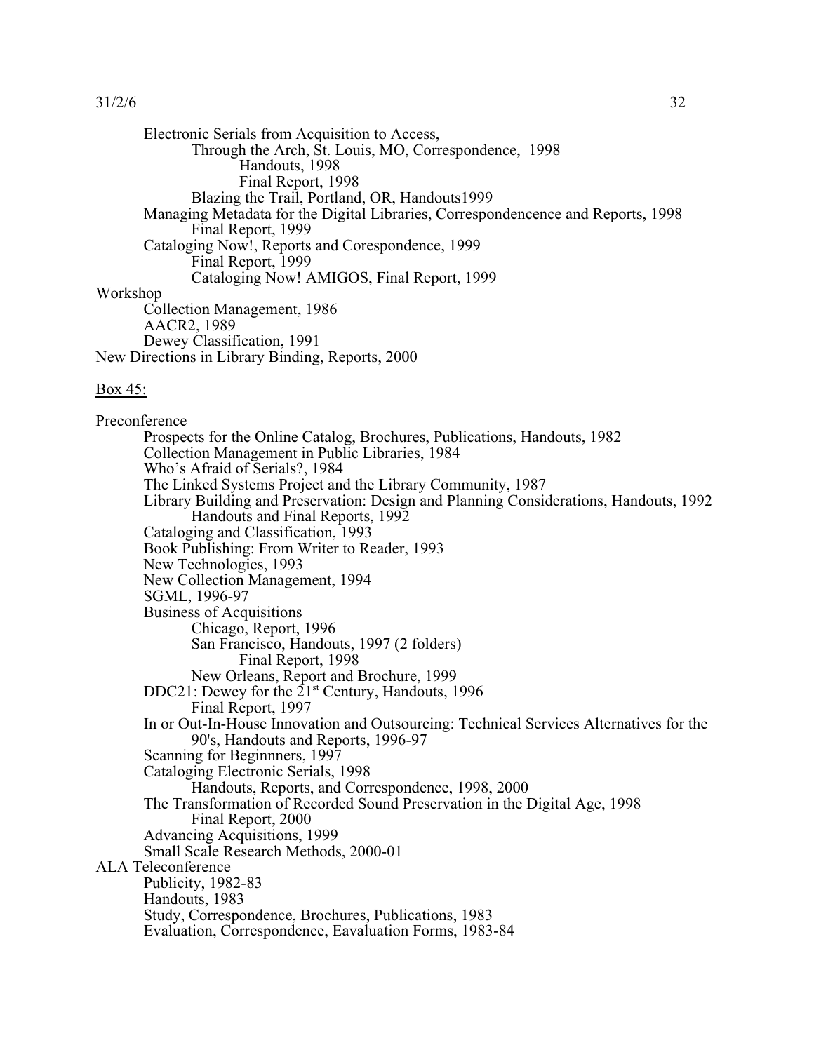Electronic Serials from Acquisition to Access,
    Through the Arch, St. Louis, MO, Correspondence, 1998
        Handouts, 1998
        Final Report, 1998
    Blazing the Trail, Portland, OR, Handouts1999
Managing Metadata for the Digital Libraries, Correspondencence and Reports, 1998
    Final Report, 1999
Cataloging Now!, Reports and Corespondence, 1999
    Final Report, 1999
    Cataloging Now! AMIGOS, Final Report, 1999

Workshop
- Collection Management, 1986
- AACR2, 1989
- Dewey Classification, 1991

New Directions in Library Binding, Reports, 2000

Box 45:

Preconference
- Prospects for the Online Catalog, Brochures, Publications, Handouts, 1982
- Collection Management in Public Libraries, 1984
- Who's Afraid of Serials?, 1984
- The Linked Systems Project and the Library Community, 1987
- Library Building and Preservation: Design and Planning Considerations, Handouts, 1992
    - Handouts and Final Reports, 1992
- Cataloging and Classification, 1993
- Book Publishing: From Writer to Reader, 1993
- New Technologies, 1993
- New Collection Management, 1994
- SGML, 1996-97
- Business of Acquisitions
    - Chicago, Report, 1996
    - San Francisco, Handouts, 1997 (2 folders)
        - Final Report, 1998
    - New Orleans, Report and Brochure, 1999
- DDC21: Dewey for the 21st Century, Handouts, 1996
    - Final Report, 1997
- In or Out-In-House Innovation and Outsourcing: Technical Services Alternatives for the 90's, Handouts and Reports, 1996-97
- Scanning for Beginnners, 1997
- Cataloging Electronic Serials, 1998
    - Handouts, Reports, and Correspondence, 1998, 2000
- The Transformation of Recorded Sound Preservation in the Digital Age, 1998
    - Final Report, 2000
- Advancing Acquisitions, 1999
- Small Scale Research Methods, 2000-01

ALA Teleconference
- Publicity, 1982-83
- Handouts, 1983
- Study, Correspondence, Brochures, Publications, 1983
- Evaluation, Correspondence, Eavaluation Forms, 1983-84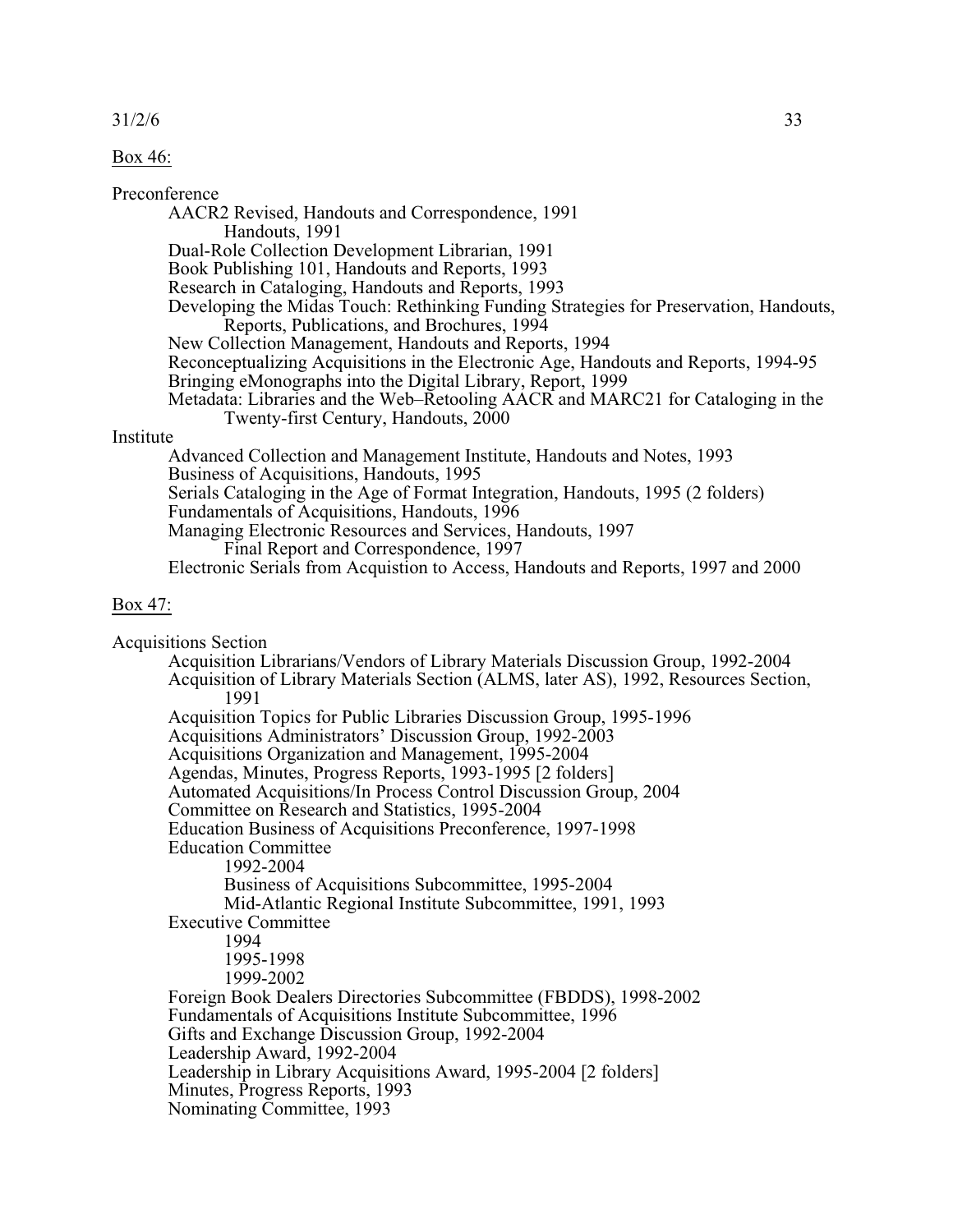Box 46:

Preconference
- AACR2 Revised, Handouts and Correspondence, 1991
  - Handouts, 1991
- Dual-Role Collection Development Librarian, 1991
- Book Publishing 101, Handouts and Reports, 1993
- Research in Cataloging, Handouts and Reports, 1993
- Developing the Midas Touch: Rethinking Funding Strategies for Preservation, Handouts, Reports, Publications, and Brochures, 1994
- New Collection Management, Handouts and Reports, 1994
- Reconceptualizing Acquisitions in the Electronic Age, Handouts and Reports, 1994-95
- Bringing eMonographs into the Digital Library, Report, 1999
- Metadata: Libraries and the Web–Retooling AACR and MARC21 for Cataloging in the Twenty-first Century, Handouts, 2000

Institute
- Advanced Collection and Management Institute, Handouts and Notes, 1993
- Business of Acquisitions, Handouts, 1995
- Serials Cataloging in the Age of Format Integration, Handouts, 1995 (2 folders)
- Fundamentals of Acquisitions, Handouts, 1996
- Managing Electronic Resources and Services, Handouts, 1997
  - Final Report and Correspondence, 1997
- Electronic Serials from Acquistion to Access, Handouts and Reports, 1997 and 2000

Box 47:

Acquisitions Section
- Acquisition Librarians/Vendors of Library Materials Discussion Group, 1992-2004
- Acquisition of Library Materials Section (ALMS, later AS), 1992, Resources Section, 1991
- Acquisition Topics for Public Libraries Discussion Group, 1995-1996
- Acquisitions Administrators' Discussion Group, 1992-2003
- Acquisitions Organization and Management, 1995-2004
- Agendas, Minutes, Progress Reports, 1993-1995 [2 folders]
- Automated Acquisitions/In Process Control Discussion Group, 2004
- Committee on Research and Statistics, 1995-2004
- Education Business of Acquisitions Preconference, 1997-1998
- Education Committee
  - 1992-2004
  - Business of Acquisitions Subcommittee, 1995-2004
  - Mid-Atlantic Regional Institute Subcommittee, 1991, 1993
- Executive Committee
  - 1994
  - 1995-1998
  - 1999-2002
- Foreign Book Dealers Directories Subcommittee (FBDDS), 1998-2002
- Fundamentals of Acquisitions Institute Subcommittee, 1996
- Gifts and Exchange Discussion Group, 1992-2004
- Leadership Award, 1992-2004
- Leadership in Library Acquisitions Award, 1995-2004 [2 folders]
- Minutes, Progress Reports, 1993
- Nominating Committee, 1993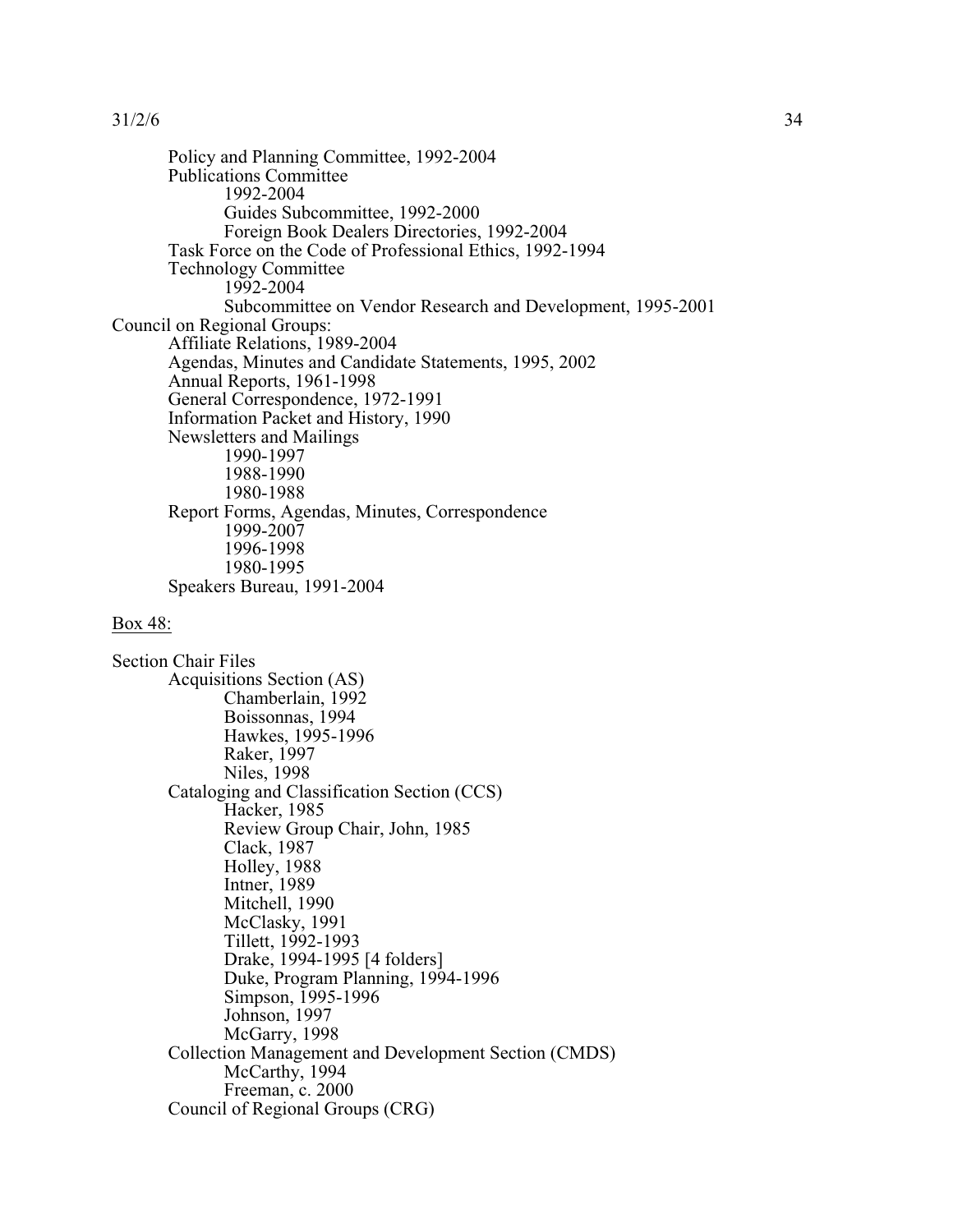Policy and Planning Committee, 1992-2004
Publications Committee
    1992-2004
    Guides Subcommittee, 1992-2000
    Foreign Book Dealers Directories, 1992-2004
Task Force on the Code of Professional Ethics, 1992-1994
Technology Committee
    1992-2004
    Subcommittee on Vendor Research and Development, 1995-2001

Council on Regional Groups:
- Affiliate Relations, 1989-2004
- Agendas, Minutes and Candidate Statements, 1995, 2002
- Annual Reports, 1961-1998
- General Correspondence, 1972-1991
- Information Packet and History, 1990
- Newsletters and Mailings
    - 1990-1997
    - 1988-1990
    - 1980-1988
- Report Forms, Agendas, Minutes, Correspondence
    - 1999-2007
    - 1996-1998
    - 1980-1995
- Speakers Bureau, 1991-2004

<u>Box 48:</u>

Section Chair Files
- Acquisitions Section (AS)
    - Chamberlain, 1992
    - Boissonnas, 1994
    - Hawkes, 1995-1996
    - Raker, 1997
    - Niles, 1998
- Cataloging and Classification Section (CCS)
    - Hacker, 1985
    - Review Group Chair, John, 1985
    - Clack, 1987
    - Holley, 1988
    - Intner, 1989
    - Mitchell, 1990
    - McClasky, 1991
    - Tillett, 1992-1993
    - Drake, 1994-1995 [4 folders]
    - Duke, Program Planning, 1994-1996
    - Simpson, 1995-1996
    - Johnson, 1997
    - McGarry, 1998
- Collection Management and Development Section (CMDS)
    - McCarthy, 1994
    - Freeman, c. 2000
- Council of Regional Groups (CRG)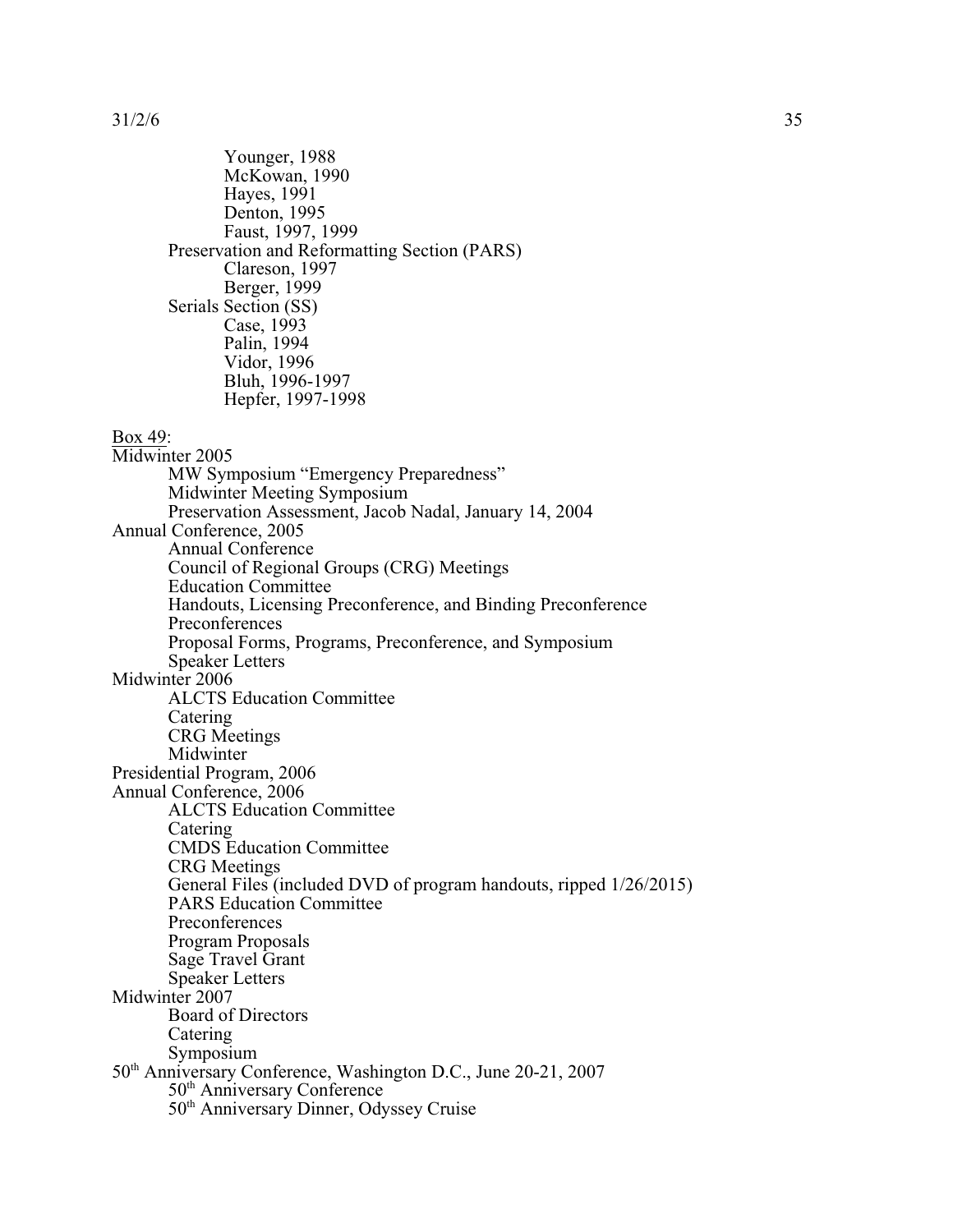Younger, 1988
McKowan, 1990
Hayes, 1991
Denton, 1995
Faust, 1997, 1999

Preservation and Reformatting Section (PARS)
- Clareson, 1997
- Berger, 1999

Serials Section (SS)
- Case, 1993
- Palin, 1994
- Vidor, 1996
- Bluh, 1996-1997
- Hepfer, 1997-1998

<u>Box 49</u>:

Midwinter 2005
- MW Symposium "Emergency Preparedness"
- Midwinter Meeting Symposium
- Preservation Assessment, Jacob Nadal, January 14, 2004

Annual Conference, 2005
- Annual Conference
- Council of Regional Groups (CRG) Meetings
- Education Committee
- Handouts, Licensing Preconference, and Binding Preconference
- Preconferences
- Proposal Forms, Programs, Preconference, and Symposium
- Speaker Letters

Midwinter 2006
- ALCTS Education Committee
- Catering
- CRG Meetings
- Midwinter

Presidential Program, 2006

Annual Conference, 2006
- ALCTS Education Committee
- Catering
- CMDS Education Committee
- CRG Meetings
- General Files (included DVD of program handouts, ripped 1/26/2015)
- PARS Education Committee
- Preconferences
- Program Proposals
- Sage Travel Grant
- Speaker Letters

Midwinter 2007
- Board of Directors
- Catering
- Symposium

50th Anniversary Conference, Washington D.C., June 20-21, 2007
- 50th Anniversary Conference
- 50th Anniversary Dinner, Odyssey Cruise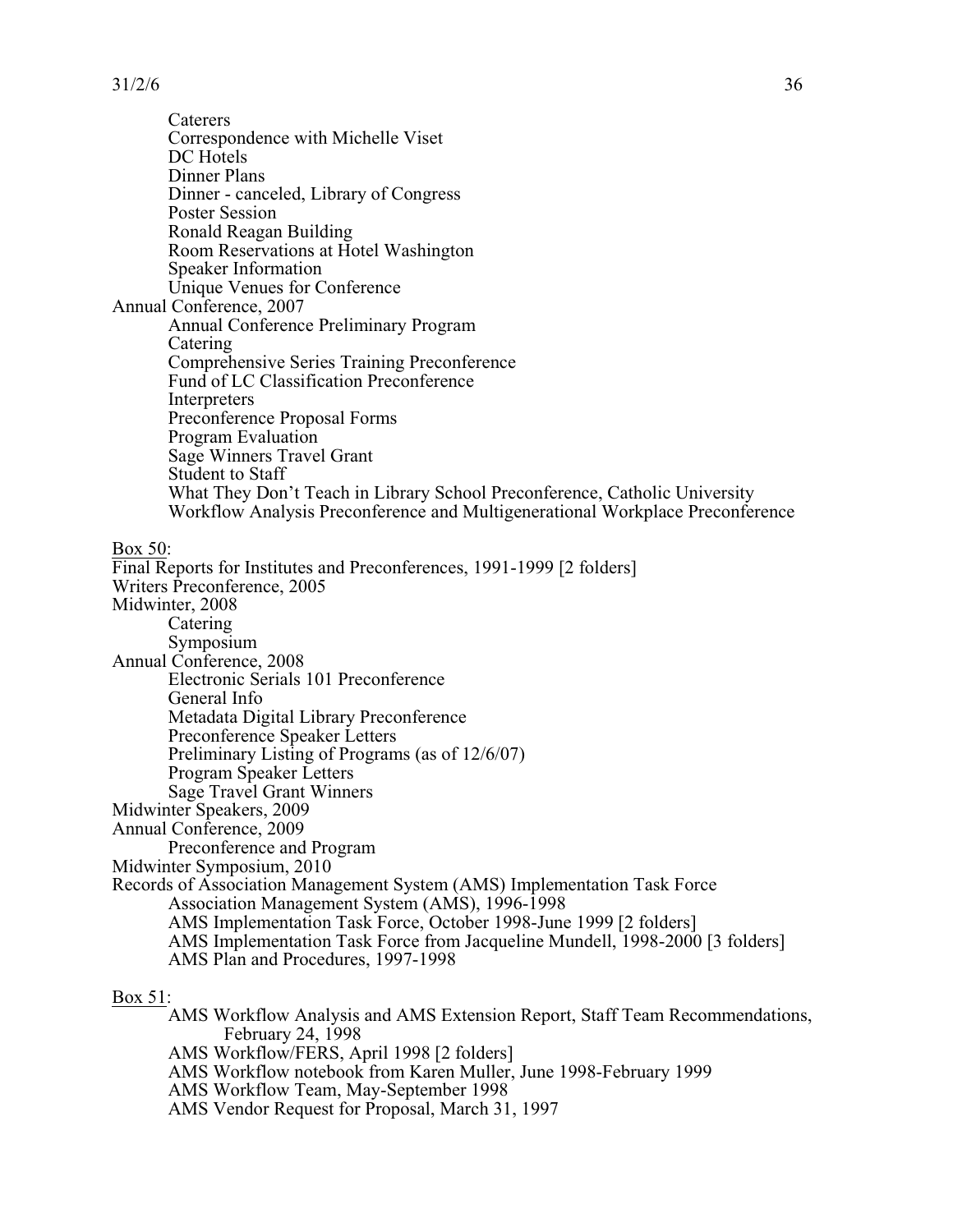Caterers
Correspondence with Michelle Viset
DC Hotels
Dinner Plans
Dinner - canceled, Library of Congress
Poster Session
Ronald Reagan Building
Room Reservations at Hotel Washington
Speaker Information
Unique Venues for Conference

Annual Conference, 2007
- Annual Conference Preliminary Program
- Catering
- Comprehensive Series Training Preconference
- Fund of LC Classification Preconference
- Interpreters
- Preconference Proposal Forms
- Program Evaluation
- Sage Winners Travel Grant
- Student to Staff
- What They Don't Teach in Library School Preconference, Catholic University
- Workflow Analysis Preconference and Multigenerational Workplace Preconference

Box 50:

Final Reports for Institutes and Preconferences, 1991-1999 [2 folders]

Writers Preconference, 2005

Midwinter, 2008
- Catering
- Symposium

Annual Conference, 2008
- Electronic Serials 101 Preconference
- General Info
- Metadata Digital Library Preconference
- Preconference Speaker Letters
- Preliminary Listing of Programs (as of 12/6/07)
- Program Speaker Letters
- Sage Travel Grant Winners

Midwinter Speakers, 2009

Annual Conference, 2009
- Preconference and Program

Midwinter Symposium, 2010

Records of Association Management System (AMS) Implementation Task Force
- Association Management System (AMS), 1996-1998
- AMS Implementation Task Force, October 1998-June 1999 [2 folders]
- AMS Implementation Task Force from Jacqueline Mundell, 1998-2000 [3 folders]
- AMS Plan and Procedures, 1997-1998

Box 51:
- AMS Workflow Analysis and AMS Extension Report, Staff Team Recommendations, February 24, 1998
- AMS Workflow/FERS, April 1998 [2 folders]
- AMS Workflow notebook from Karen Muller, June 1998-February 1999
- AMS Workflow Team, May-September 1998
- AMS Vendor Request for Proposal, March 31, 1997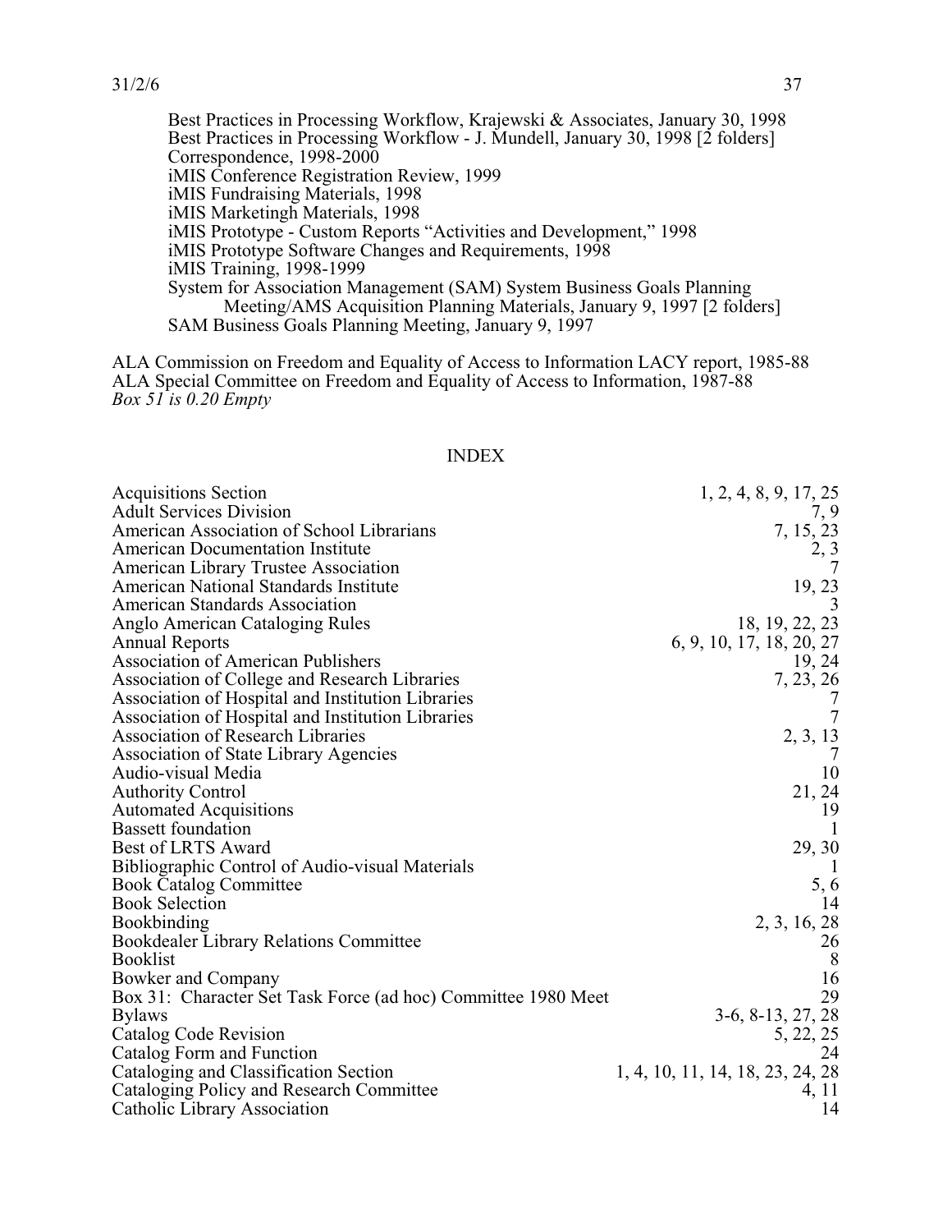Best Practices in Processing Workflow, Krajewski & Associates, January 30, 1998
Best Practices in Processing Workflow - J. Mundell, January 30, 1998 [2 folders]
Correspondence, 1998-2000
iMIS Conference Registration Review, 1999
iMIS Fundraising Materials, 1998
iMIS Marketingh Materials, 1998
iMIS Prototype - Custom Reports "Activities and Development," 1998
iMIS Prototype Software Changes and Requirements, 1998
iMIS Training, 1998-1999
System for Association Management (SAM) System Business Goals Planning
Meeting/AMS Acquisition Planning Materials, January 9, 1997 [2 folders]
SAM Business Goals Planning Meeting, January 9, 1997

ALA Commission on Freedom and Equality of Access to Information LACY report, 1985-88
ALA Special Committee on Freedom and Equality of Access to Information, 1987-88
*Box 51 is 0.20 Empty*

## INDEX

| | |
|---|---|
| Acquisitions Section | 1, 2, 4, 8, 9, 17, 25 |
| Adult Services Division | 7, 9 |
| American Association of School Librarians | 7, 15, 23 |
| American Documentation Institute | 2, 3 |
| American Library Trustee Association | 7 |
| American National Standards Institute | 19, 23 |
| American Standards Association | 3 |
| Anglo American Cataloging Rules | 18, 19, 22, 23 |
| Annual Reports | 6, 9, 10, 17, 18, 20, 27 |
| Association of American Publishers | 19, 24 |
| Association of College and Research Libraries | 7, 23, 26 |
| Association of Hospital and Institution Libraries | 7 |
| Association of Hospital and Institution Libraries | 7 |
| Association of Research Libraries | 2, 3, 13 |
| Association of State Library Agencies | 7 |
| Audio-visual Media | 10 |
| Authority Control | 21, 24 |
| Automated Acquisitions | 19 |
| Bassett foundation | 1 |
| Best of LRTS Award | 29, 30 |
| Bibliographic Control of Audio-visual Materials | 1 |
| Book Catalog Committee | 5, 6 |
| Book Selection | 14 |
| Bookbinding | 2, 3, 16, 28 |
| Bookdealer Library Relations Committee | 26 |
| Booklist | 8 |
| Bowker and Company | 16 |
| Box 31: Character Set Task Force (ad hoc) Committee 1980 Meet | 29 |
| Bylaws | 3-6, 8-13, 27, 28 |
| Catalog Code Revision | 5, 22, 25 |
| Catalog Form and Function | 24 |
| Cataloging and Classification Section | 1, 4, 10, 11, 14, 18, 23, 24, 28 |
| Cataloging Policy and Research Committee | 4, 11 |
| Catholic Library Association | 14 |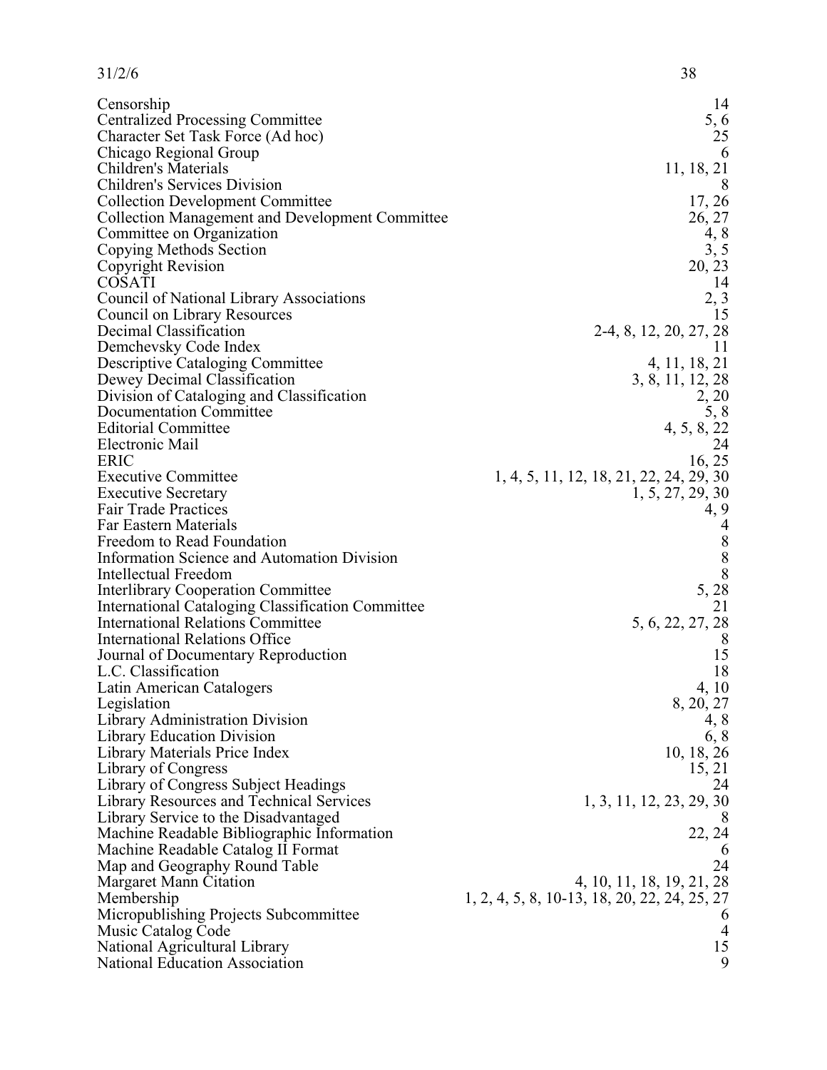| | |
|---|---|
| Censorship | 14 |
| Centralized Processing Committee | 5, 6 |
| Character Set Task Force (Ad hoc) | 25 |
| Chicago Regional Group | 6 |
| Children's Materials | 11, 18, 21 |
| Children's Services Division | 8 |
| Collection Development Committee | 17, 26 |
| Collection Management and Development Committee | 26, 27 |
| Committee on Organization | 4, 8 |
| Copying Methods Section | 3, 5 |
| Copyright Revision | 20, 23 |
| COSATI | 14 |
| Council of National Library Associations | 2, 3 |
| Council on Library Resources | 15 |
| Decimal Classification | 2-4, 8, 12, 20, 27, 28 |
| Demchevsky Code Index | 11 |
| Descriptive Cataloging Committee | 4, 11, 18, 21 |
| Dewey Decimal Classification | 3, 8, 11, 12, 28 |
| Division of Cataloging and Classification | 2, 20 |
| Documentation Committee | 5, 8 |
| Editorial Committee | 4, 5, 8, 22 |
| Electronic Mail | 24 |
| ERIC | 16, 25 |
| Executive Committee | 1, 4, 5, 11, 12, 18, 21, 22, 24, 29, 30 |
| Executive Secretary | 1, 5, 27, 29, 30 |
| Fair Trade Practices | 4, 9 |
| Far Eastern Materials | 4 |
| Freedom to Read Foundation | 8 |
| Information Science and Automation Division | 8 |
| Intellectual Freedom | 8 |
| Interlibrary Cooperation Committee | 5, 28 |
| International Cataloging Classification Committee | 21 |
| International Relations Committee | 5, 6, 22, 27, 28 |
| International Relations Office | 8 |
| Journal of Documentary Reproduction | 15 |
| L.C. Classification | 18 |
| Latin American Catalogers | 4, 10 |
| Legislation | 8, 20, 27 |
| Library Administration Division | 4, 8 |
| Library Education Division | 6, 8 |
| Library Materials Price Index | 10, 18, 26 |
| Library of Congress | 15, 21 |
| Library of Congress Subject Headings | 24 |
| Library Resources and Technical Services | 1, 3, 11, 12, 23, 29, 30 |
| Library Service to the Disadvantaged | 8 |
| Machine Readable Bibliographic Information | 22, 24 |
| Machine Readable Catalog II Format | 6 |
| Map and Geography Round Table | 24 |
| Margaret Mann Citation | 4, 10, 11, 18, 19, 21, 28 |
| Membership | 1, 2, 4, 5, 8, 10-13, 18, 20, 22, 24, 25, 27 |
| Micropublishing Projects Subcommittee | 6 |
| Music Catalog Code | 4 |
| National Agricultural Library | 15 |
| National Education Association | 9 |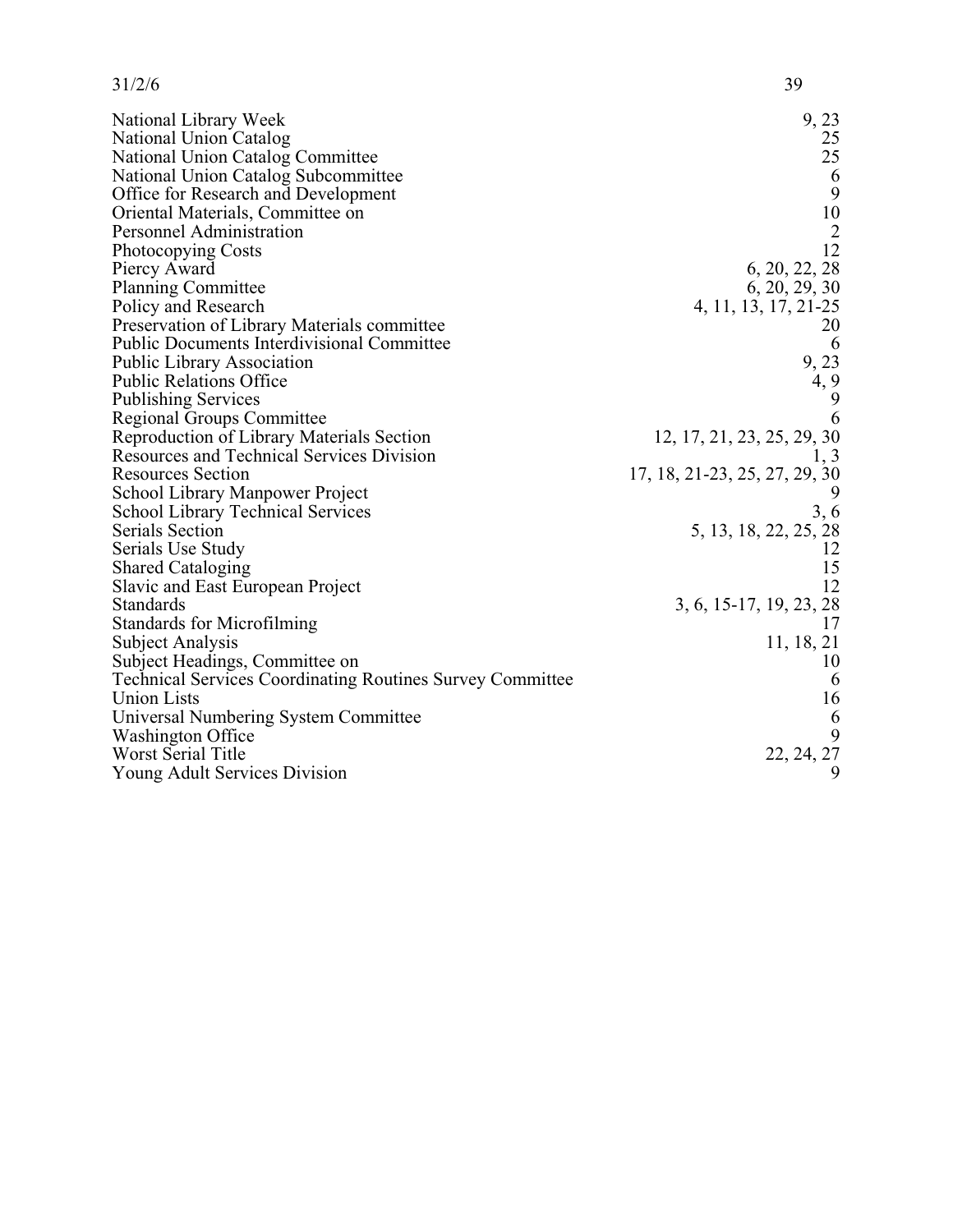| | |
|---|---|
| National Library Week | 9, 23 |
| National Union Catalog | 25 |
| National Union Catalog Committee | 25 |
| National Union Catalog Subcommittee | 6 |
| Office for Research and Development | 9 |
| Oriental Materials, Committee on | 10 |
| Personnel Administration | 2 |
| Photocopying Costs | 12 |
| Piercy Award | 6, 20, 22, 28 |
| Planning Committee | 6, 20, 29, 30 |
| Policy and Research | 4, 11, 13, 17, 21-25 |
| Preservation of Library Materials committee | 20 |
| Public Documents Interdivisional Committee | 6 |
| Public Library Association | 9, 23 |
| Public Relations Office | 4, 9 |
| Publishing Services | 9 |
| Regional Groups Committee | 6 |
| Reproduction of Library Materials Section | 12, 17, 21, 23, 25, 29, 30 |
| Resources and Technical Services Division | 1, 3 |
| Resources Section | 17, 18, 21-23, 25, 27, 29, 30 |
| School Library Manpower Project | 9 |
| School Library Technical Services | 3, 6 |
| Serials Section | 5, 13, 18, 22, 25, 28 |
| Serials Use Study | 12 |
| Shared Cataloging | 15 |
| Slavic and East European Project | 12 |
| Standards | 3, 6, 15-17, 19, 23, 28 |
| Standards for Microfilming | 17 |
| Subject Analysis | 11, 18, 21 |
| Subject Headings, Committee on | 10 |
| Technical Services Coordinating Routines Survey Committee | 6 |
| Union Lists | 16 |
| Universal Numbering System Committee | 6 |
| Washington Office | 9 |
| Worst Serial Title | 22, 24, 27 |
| Young Adult Services Division | 9 |